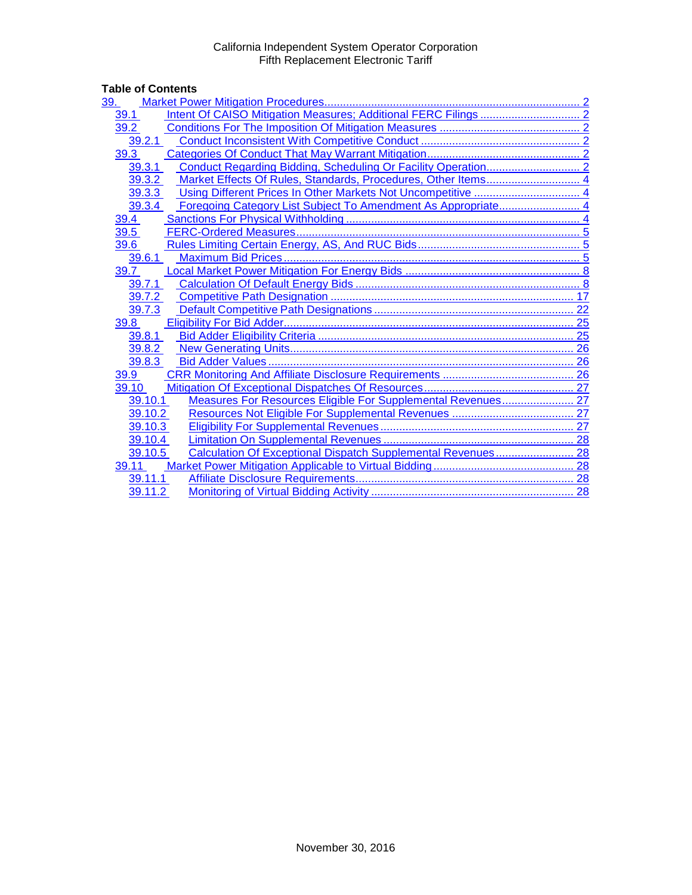California Independent System Operator Corporation
Fifth Replacement Electronic Tariff

**Table of Contents**

- 39. Market Power Mitigation Procedures ..... 2
  - 39.1 Intent Of CAISO Mitigation Measures; Additional FERC Filings ..... 2
  - 39.2 Conditions For The Imposition Of Mitigation Measures ..... 2
    - 39.2.1 Conduct Inconsistent With Competitive Conduct ..... 2
  - 39.3 Categories Of Conduct That May Warrant Mitigation ..... 2
    - 39.3.1 Conduct Regarding Bidding, Scheduling Or Facility Operation ..... 2
    - 39.3.2 Market Effects Of Rules, Standards, Procedures, Other Items ..... 4
    - 39.3.3 Using Different Prices In Other Markets Not Uncompetitive ..... 4
    - 39.3.4 Foregoing Category List Subject To Amendment As Appropriate ..... 4
  - 39.4 Sanctions For Physical Withholding ..... 4
  - 39.5 FERC-Ordered Measures ..... 5
  - 39.6 Rules Limiting Certain Energy, AS, And RUC Bids ..... 5
    - 39.6.1 Maximum Bid Prices ..... 5
  - 39.7 Local Market Power Mitigation For Energy Bids ..... 8
    - 39.7.1 Calculation Of Default Energy Bids ..... 8
    - 39.7.2 Competitive Path Designation ..... 17
    - 39.7.3 Default Competitive Path Designations ..... 22
  - 39.8 Eligibility For Bid Adder ..... 25
    - 39.8.1 Bid Adder Eligibility Criteria ..... 25
    - 39.8.2 New Generating Units ..... 26
    - 39.8.3 Bid Adder Values ..... 26
  - 39.9 CRR Monitoring And Affiliate Disclosure Requirements ..... 26
  - 39.10 Mitigation Of Exceptional Dispatches Of Resources ..... 27
    - 39.10.1 Measures For Resources Eligible For Supplemental Revenues ..... 27
    - 39.10.2 Resources Not Eligible For Supplemental Revenues ..... 27
    - 39.10.3 Eligibility For Supplemental Revenues ..... 27
    - 39.10.4 Limitation On Supplemental Revenues ..... 28
    - 39.10.5 Calculation Of Exceptional Dispatch Supplemental Revenues ..... 28
  - 39.11 Market Power Mitigation Applicable to Virtual Bidding ..... 28
    - 39.11.1 Affiliate Disclosure Requirements ..... 28
    - 39.11.2 Monitoring of Virtual Bidding Activity ..... 28

November 30, 2016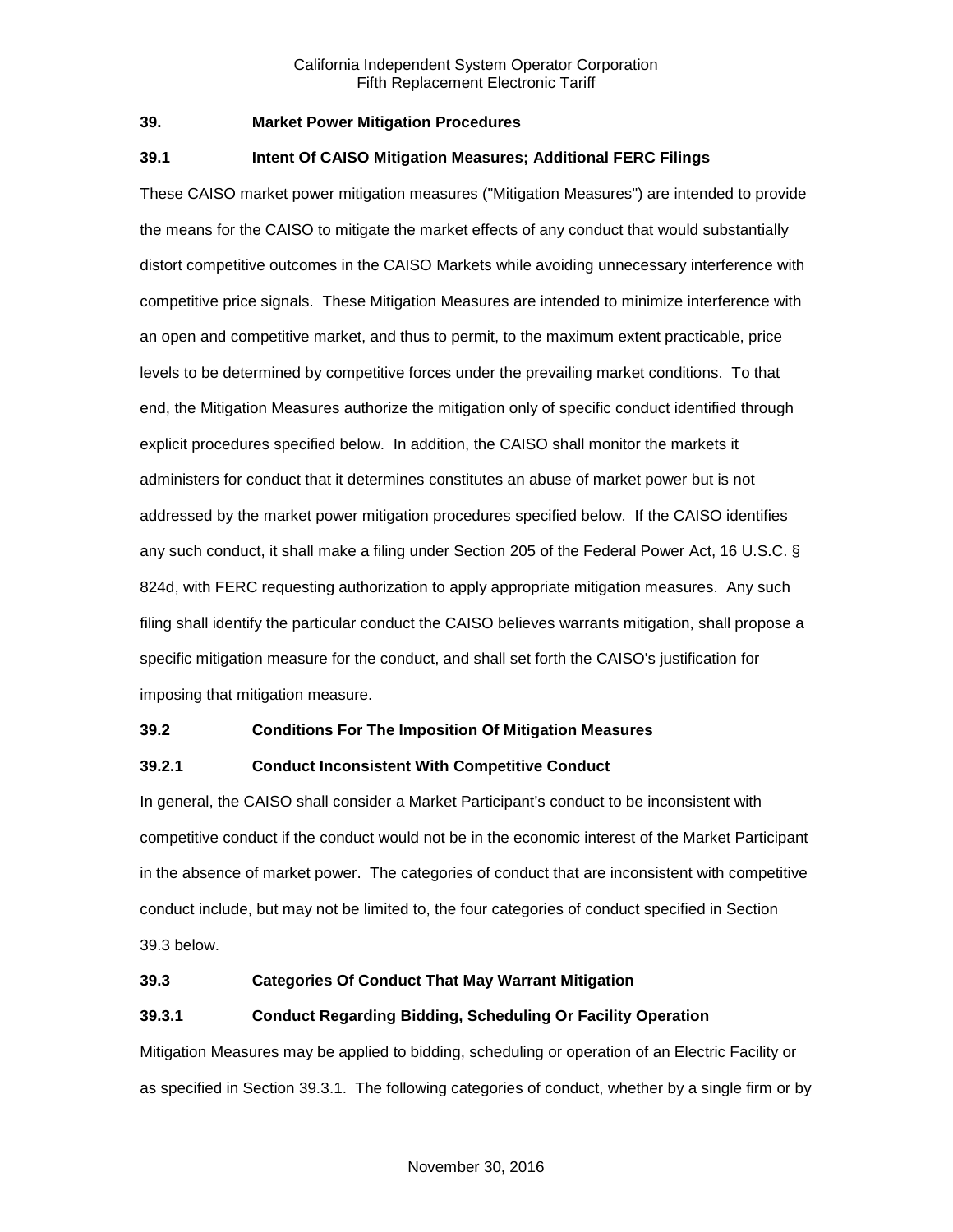## 39. Market Power Mitigation Procedures

### 39.1 Intent Of CAISO Mitigation Measures; Additional FERC Filings

These CAISO market power mitigation measures ("Mitigation Measures") are intended to provide the means for the CAISO to mitigate the market effects of any conduct that would substantially distort competitive outcomes in the CAISO Markets while avoiding unnecessary interference with competitive price signals. These Mitigation Measures are intended to minimize interference with an open and competitive market, and thus to permit, to the maximum extent practicable, price levels to be determined by competitive forces under the prevailing market conditions. To that end, the Mitigation Measures authorize the mitigation only of specific conduct identified through explicit procedures specified below. In addition, the CAISO shall monitor the markets it administers for conduct that it determines constitutes an abuse of market power but is not addressed by the market power mitigation procedures specified below. If the CAISO identifies any such conduct, it shall make a filing under Section 205 of the Federal Power Act, 16 U.S.C. § 824d, with FERC requesting authorization to apply appropriate mitigation measures. Any such filing shall identify the particular conduct the CAISO believes warrants mitigation, shall propose a specific mitigation measure for the conduct, and shall set forth the CAISO's justification for imposing that mitigation measure.

### 39.2 Conditions For The Imposition Of Mitigation Measures

#### 39.2.1 Conduct Inconsistent With Competitive Conduct

In general, the CAISO shall consider a Market Participant's conduct to be inconsistent with competitive conduct if the conduct would not be in the economic interest of the Market Participant in the absence of market power. The categories of conduct that are inconsistent with competitive conduct include, but may not be limited to, the four categories of conduct specified in Section 39.3 below.

### 39.3 Categories Of Conduct That May Warrant Mitigation

#### 39.3.1 Conduct Regarding Bidding, Scheduling Or Facility Operation

Mitigation Measures may be applied to bidding, scheduling or operation of an Electric Facility or as specified in Section 39.3.1. The following categories of conduct, whether by a single firm or by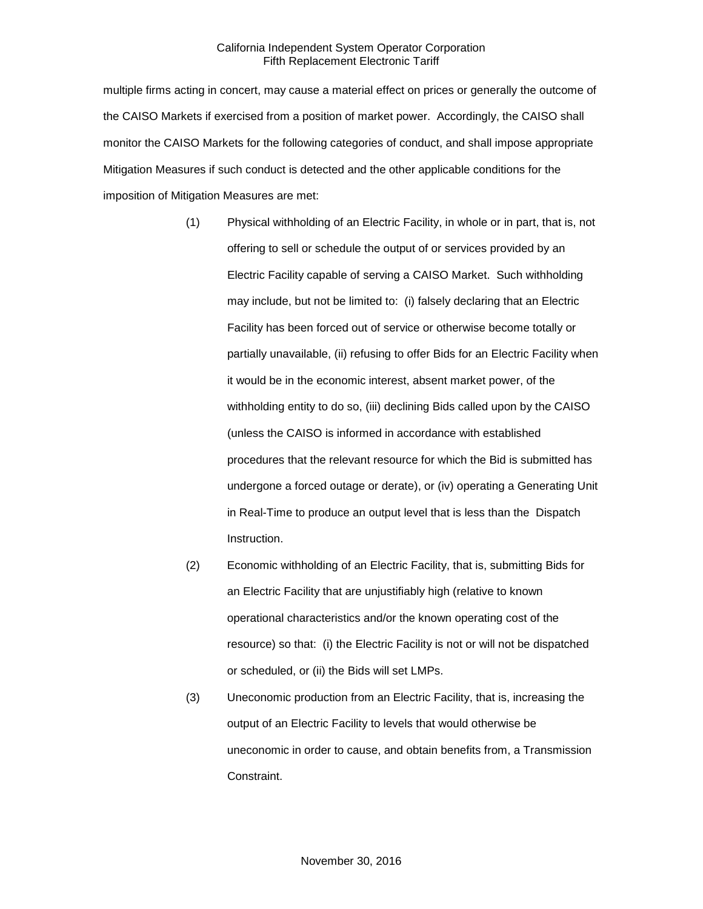multiple firms acting in concert, may cause a material effect on prices or generally the outcome of the CAISO Markets if exercised from a position of market power. Accordingly, the CAISO shall monitor the CAISO Markets for the following categories of conduct, and shall impose appropriate Mitigation Measures if such conduct is detected and the other applicable conditions for the imposition of Mitigation Measures are met:

(1) Physical withholding of an Electric Facility, in whole or in part, that is, not offering to sell or schedule the output of or services provided by an Electric Facility capable of serving a CAISO Market. Such withholding may include, but not be limited to: (i) falsely declaring that an Electric Facility has been forced out of service or otherwise become totally or partially unavailable, (ii) refusing to offer Bids for an Electric Facility when it would be in the economic interest, absent market power, of the withholding entity to do so, (iii) declining Bids called upon by the CAISO (unless the CAISO is informed in accordance with established procedures that the relevant resource for which the Bid is submitted has undergone a forced outage or derate), or (iv) operating a Generating Unit in Real-Time to produce an output level that is less than the Dispatch Instruction.

(2) Economic withholding of an Electric Facility, that is, submitting Bids for an Electric Facility that are unjustifiably high (relative to known operational characteristics and/or the known operating cost of the resource) so that: (i) the Electric Facility is not or will not be dispatched or scheduled, or (ii) the Bids will set LMPs.

(3) Uneconomic production from an Electric Facility, that is, increasing the output of an Electric Facility to levels that would otherwise be uneconomic in order to cause, and obtain benefits from, a Transmission Constraint.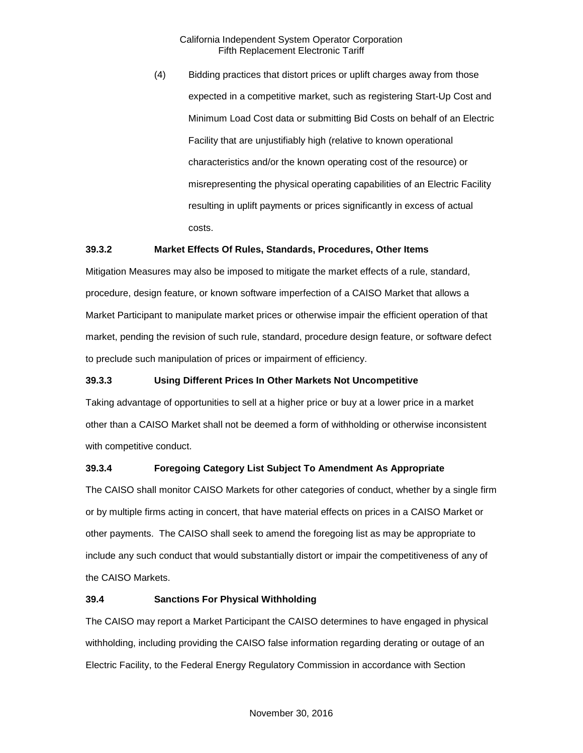(4) Bidding practices that distort prices or uplift charges away from those expected in a competitive market, such as registering Start-Up Cost and Minimum Load Cost data or submitting Bid Costs on behalf of an Electric Facility that are unjustifiably high (relative to known operational characteristics and/or the known operating cost of the resource) or misrepresenting the physical operating capabilities of an Electric Facility resulting in uplift payments or prices significantly in excess of actual costs.

**39.3.2 Market Effects Of Rules, Standards, Procedures, Other Items**

Mitigation Measures may also be imposed to mitigate the market effects of a rule, standard, procedure, design feature, or known software imperfection of a CAISO Market that allows a Market Participant to manipulate market prices or otherwise impair the efficient operation of that market, pending the revision of such rule, standard, procedure design feature, or software defect to preclude such manipulation of prices or impairment of efficiency.

**39.3.3 Using Different Prices In Other Markets Not Uncompetitive**

Taking advantage of opportunities to sell at a higher price or buy at a lower price in a market other than a CAISO Market shall not be deemed a form of withholding or otherwise inconsistent with competitive conduct.

**39.3.4 Foregoing Category List Subject To Amendment As Appropriate**

The CAISO shall monitor CAISO Markets for other categories of conduct, whether by a single firm or by multiple firms acting in concert, that have material effects on prices in a CAISO Market or other payments. The CAISO shall seek to amend the foregoing list as may be appropriate to include any such conduct that would substantially distort or impair the competitiveness of any of the CAISO Markets.

**39.4 Sanctions For Physical Withholding**

The CAISO may report a Market Participant the CAISO determines to have engaged in physical withholding, including providing the CAISO false information regarding derating or outage of an Electric Facility, to the Federal Energy Regulatory Commission in accordance with Section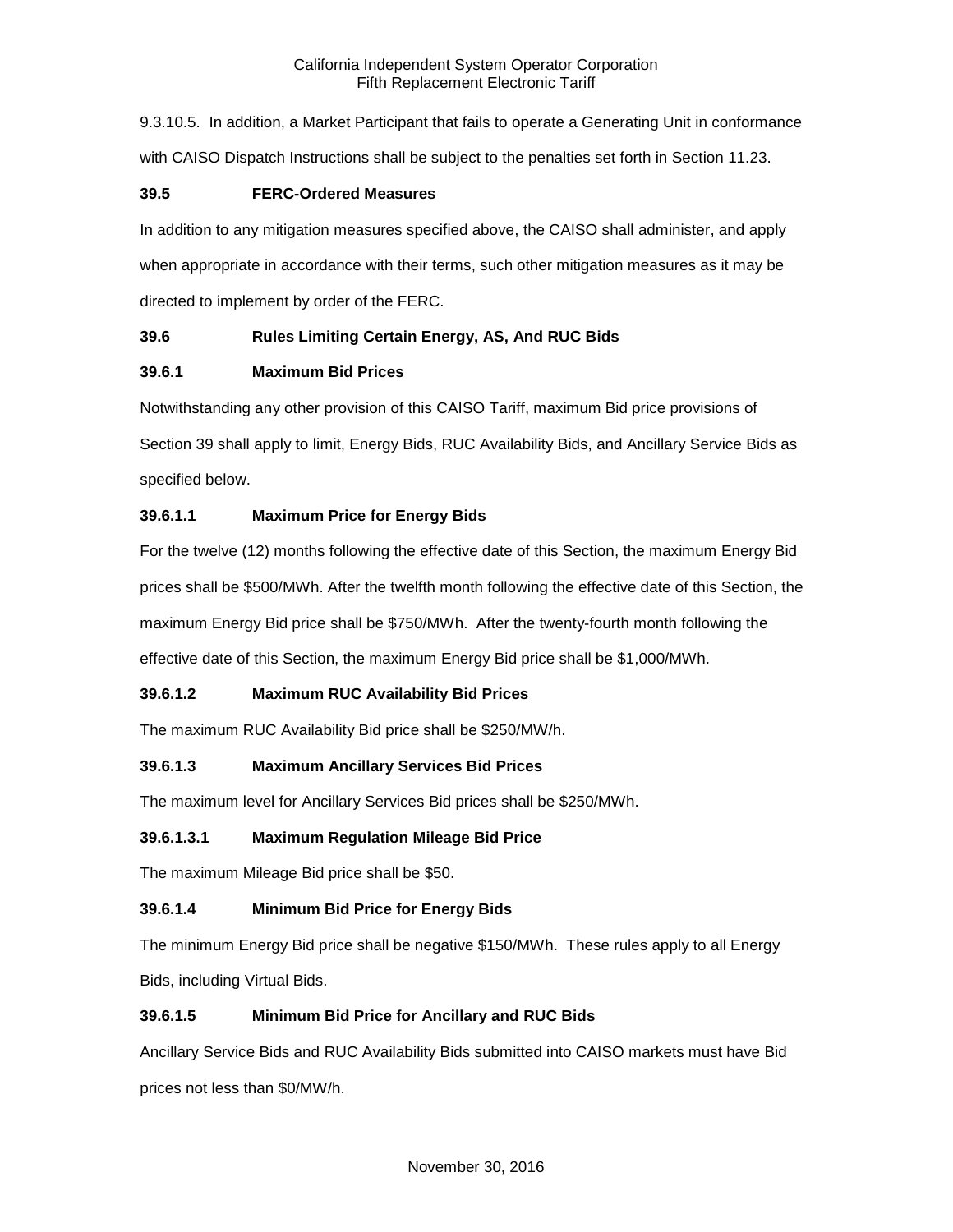9.3.10.5. In addition, a Market Participant that fails to operate a Generating Unit in conformance with CAISO Dispatch Instructions shall be subject to the penalties set forth in Section 11.23.

### 39.5 FERC-Ordered Measures

In addition to any mitigation measures specified above, the CAISO shall administer, and apply when appropriate in accordance with their terms, such other mitigation measures as it may be directed to implement by order of the FERC.

### 39.6 Rules Limiting Certain Energy, AS, And RUC Bids

### 39.6.1 Maximum Bid Prices

Notwithstanding any other provision of this CAISO Tariff, maximum Bid price provisions of Section 39 shall apply to limit, Energy Bids, RUC Availability Bids, and Ancillary Service Bids as specified below.

### 39.6.1.1 Maximum Price for Energy Bids

For the twelve (12) months following the effective date of this Section, the maximum Energy Bid prices shall be $500/MWh. After the twelfth month following the effective date of this Section, the maximum Energy Bid price shall be $750/MWh. After the twenty-fourth month following the effective date of this Section, the maximum Energy Bid price shall be $1,000/MWh.

### 39.6.1.2 Maximum RUC Availability Bid Prices

The maximum RUC Availability Bid price shall be $250/MW/h.

### 39.6.1.3 Maximum Ancillary Services Bid Prices

The maximum level for Ancillary Services Bid prices shall be $250/MWh.

### 39.6.1.3.1 Maximum Regulation Mileage Bid Price

The maximum Mileage Bid price shall be $50.

### 39.6.1.4 Minimum Bid Price for Energy Bids

The minimum Energy Bid price shall be negative $150/MWh. These rules apply to all Energy Bids, including Virtual Bids.

### 39.6.1.5 Minimum Bid Price for Ancillary and RUC Bids

Ancillary Service Bids and RUC Availability Bids submitted into CAISO markets must have Bid prices not less than $0/MW/h.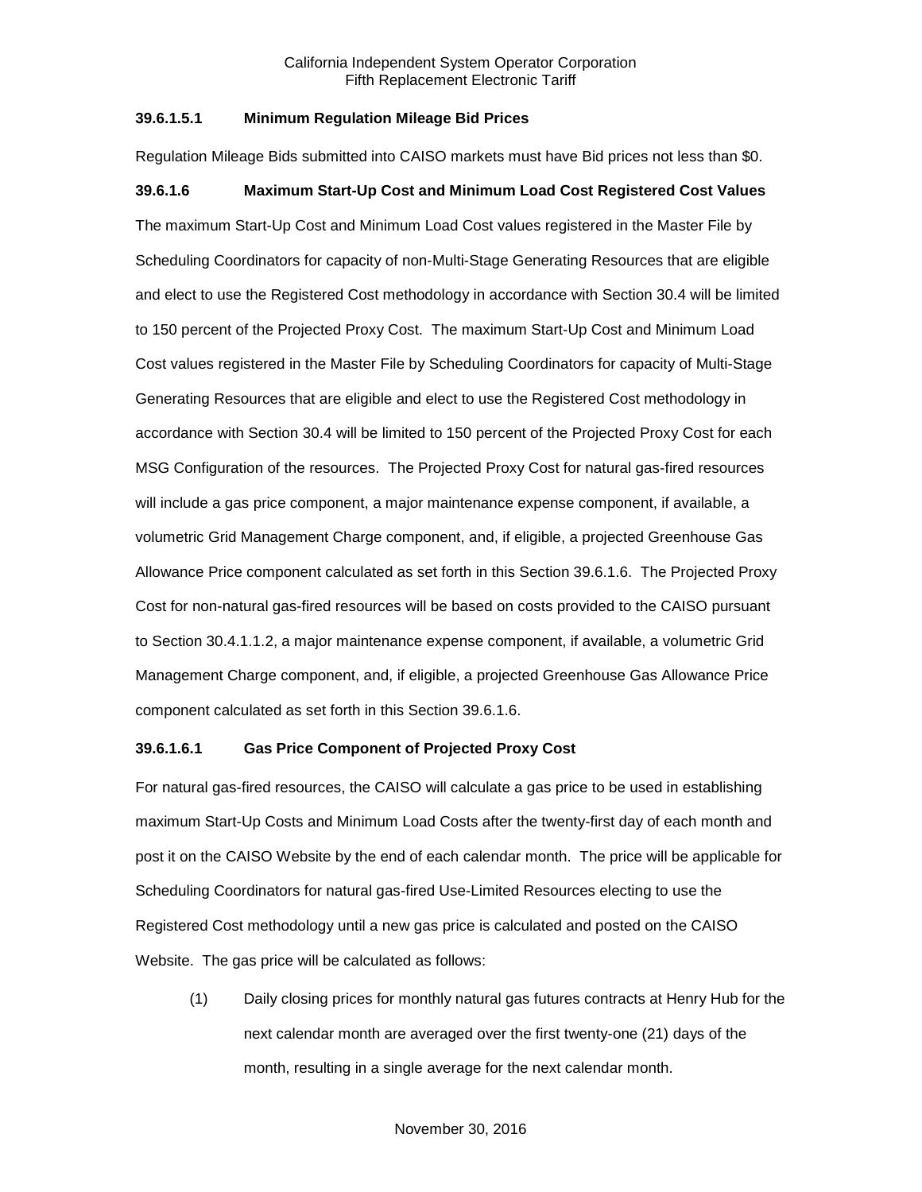### 39.6.1.5.1 Minimum Regulation Mileage Bid Prices

Regulation Mileage Bids submitted into CAISO markets must have Bid prices not less than $0.

### 39.6.1.6 Maximum Start-Up Cost and Minimum Load Cost Registered Cost Values

The maximum Start-Up Cost and Minimum Load Cost values registered in the Master File by Scheduling Coordinators for capacity of non-Multi-Stage Generating Resources that are eligible and elect to use the Registered Cost methodology in accordance with Section 30.4 will be limited to 150 percent of the Projected Proxy Cost. The maximum Start-Up Cost and Minimum Load Cost values registered in the Master File by Scheduling Coordinators for capacity of Multi-Stage Generating Resources that are eligible and elect to use the Registered Cost methodology in accordance with Section 30.4 will be limited to 150 percent of the Projected Proxy Cost for each MSG Configuration of the resources. The Projected Proxy Cost for natural gas-fired resources will include a gas price component, a major maintenance expense component, if available, a volumetric Grid Management Charge component, and, if eligible, a projected Greenhouse Gas Allowance Price component calculated as set forth in this Section 39.6.1.6. The Projected Proxy Cost for non-natural gas-fired resources will be based on costs provided to the CAISO pursuant to Section 30.4.1.1.2, a major maintenance expense component, if available, a volumetric Grid Management Charge component, and, if eligible, a projected Greenhouse Gas Allowance Price component calculated as set forth in this Section 39.6.1.6.

### 39.6.1.6.1 Gas Price Component of Projected Proxy Cost

For natural gas-fired resources, the CAISO will calculate a gas price to be used in establishing maximum Start-Up Costs and Minimum Load Costs after the twenty-first day of each month and post it on the CAISO Website by the end of each calendar month. The price will be applicable for Scheduling Coordinators for natural gas-fired Use-Limited Resources electing to use the Registered Cost methodology until a new gas price is calculated and posted on the CAISO Website. The gas price will be calculated as follows:

(1) Daily closing prices for monthly natural gas futures contracts at Henry Hub for the next calendar month are averaged over the first twenty-one (21) days of the month, resulting in a single average for the next calendar month.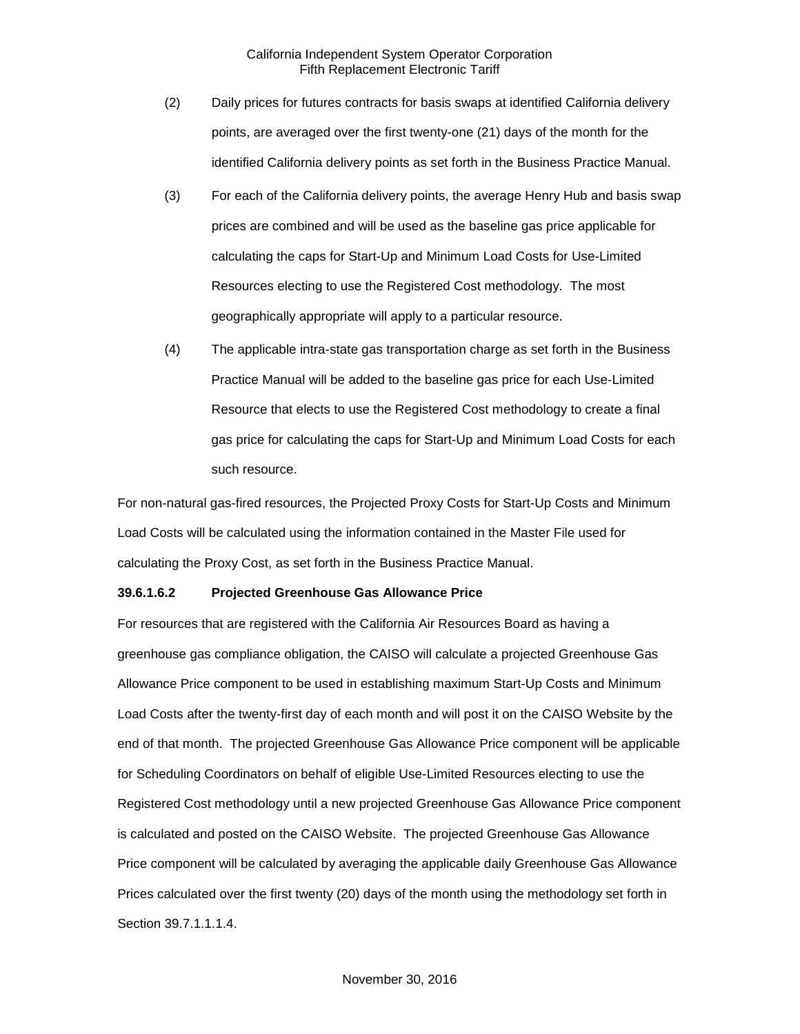(2) Daily prices for futures contracts for basis swaps at identified California delivery points, are averaged over the first twenty-one (21) days of the month for the identified California delivery points as set forth in the Business Practice Manual.

(3) For each of the California delivery points, the average Henry Hub and basis swap prices are combined and will be used as the baseline gas price applicable for calculating the caps for Start-Up and Minimum Load Costs for Use-Limited Resources electing to use the Registered Cost methodology. The most geographically appropriate will apply to a particular resource.

(4) The applicable intra-state gas transportation charge as set forth in the Business Practice Manual will be added to the baseline gas price for each Use-Limited Resource that elects to use the Registered Cost methodology to create a final gas price for calculating the caps for Start-Up and Minimum Load Costs for each such resource.

For non-natural gas-fired resources, the Projected Proxy Costs for Start-Up Costs and Minimum Load Costs will be calculated using the information contained in the Master File used for calculating the Proxy Cost, as set forth in the Business Practice Manual.

**39.6.1.6.2 Projected Greenhouse Gas Allowance Price**

For resources that are registered with the California Air Resources Board as having a greenhouse gas compliance obligation, the CAISO will calculate a projected Greenhouse Gas Allowance Price component to be used in establishing maximum Start-Up Costs and Minimum Load Costs after the twenty-first day of each month and will post it on the CAISO Website by the end of that month. The projected Greenhouse Gas Allowance Price component will be applicable for Scheduling Coordinators on behalf of eligible Use-Limited Resources electing to use the Registered Cost methodology until a new projected Greenhouse Gas Allowance Price component is calculated and posted on the CAISO Website. The projected Greenhouse Gas Allowance Price component will be calculated by averaging the applicable daily Greenhouse Gas Allowance Prices calculated over the first twenty (20) days of the month using the methodology set forth in Section 39.7.1.1.1.4.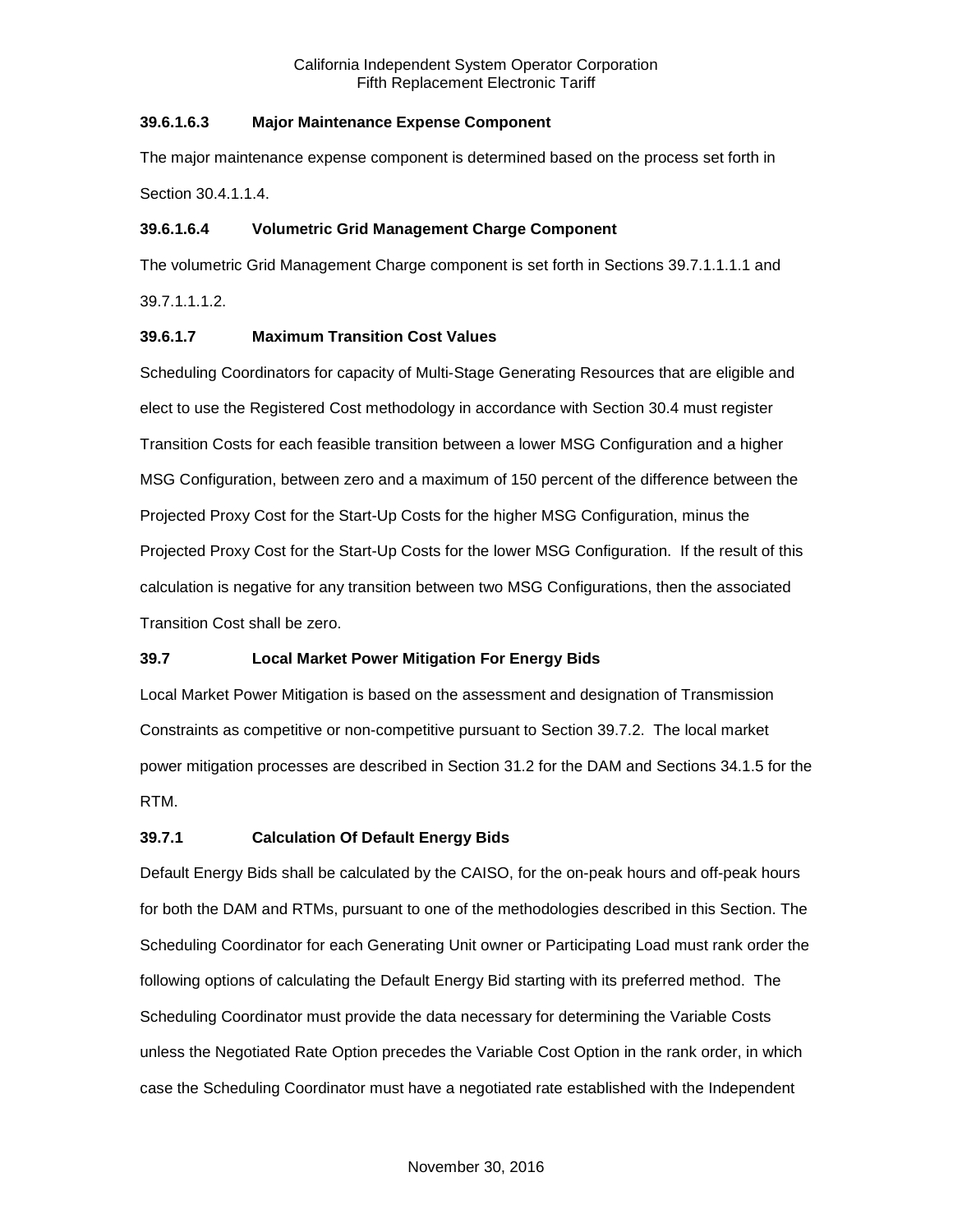### 39.6.1.6.3 Major Maintenance Expense Component

The major maintenance expense component is determined based on the process set forth in Section 30.4.1.1.4.

### 39.6.1.6.4 Volumetric Grid Management Charge Component

The volumetric Grid Management Charge component is set forth in Sections 39.7.1.1.1.1 and 39.7.1.1.1.2.

### 39.6.1.7 Maximum Transition Cost Values

Scheduling Coordinators for capacity of Multi-Stage Generating Resources that are eligible and elect to use the Registered Cost methodology in accordance with Section 30.4 must register Transition Costs for each feasible transition between a lower MSG Configuration and a higher MSG Configuration, between zero and a maximum of 150 percent of the difference between the Projected Proxy Cost for the Start-Up Costs for the higher MSG Configuration, minus the Projected Proxy Cost for the Start-Up Costs for the lower MSG Configuration. If the result of this calculation is negative for any transition between two MSG Configurations, then the associated Transition Cost shall be zero.

## 39.7 Local Market Power Mitigation For Energy Bids

Local Market Power Mitigation is based on the assessment and designation of Transmission Constraints as competitive or non-competitive pursuant to Section 39.7.2. The local market power mitigation processes are described in Section 31.2 for the DAM and Sections 34.1.5 for the RTM.

### 39.7.1 Calculation Of Default Energy Bids

Default Energy Bids shall be calculated by the CAISO, for the on-peak hours and off-peak hours for both the DAM and RTMs, pursuant to one of the methodologies described in this Section. The Scheduling Coordinator for each Generating Unit owner or Participating Load must rank order the following options of calculating the Default Energy Bid starting with its preferred method. The Scheduling Coordinator must provide the data necessary for determining the Variable Costs unless the Negotiated Rate Option precedes the Variable Cost Option in the rank order, in which case the Scheduling Coordinator must have a negotiated rate established with the Independent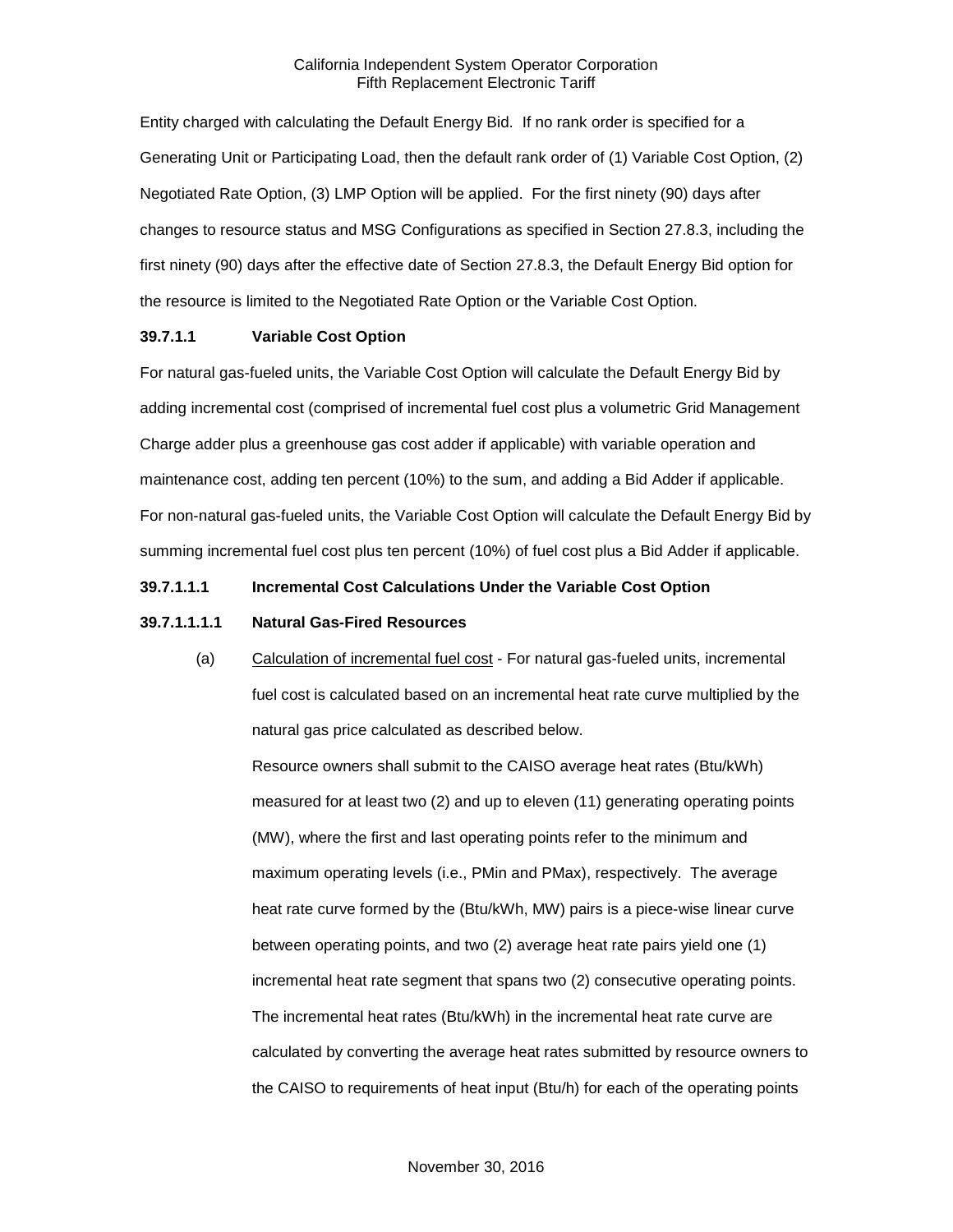Entity charged with calculating the Default Energy Bid. If no rank order is specified for a Generating Unit or Participating Load, then the default rank order of (1) Variable Cost Option, (2) Negotiated Rate Option, (3) LMP Option will be applied. For the first ninety (90) days after changes to resource status and MSG Configurations as specified in Section 27.8.3, including the first ninety (90) days after the effective date of Section 27.8.3, the Default Energy Bid option for the resource is limited to the Negotiated Rate Option or the Variable Cost Option.

**39.7.1.1 Variable Cost Option**

For natural gas-fueled units, the Variable Cost Option will calculate the Default Energy Bid by adding incremental cost (comprised of incremental fuel cost plus a volumetric Grid Management Charge adder plus a greenhouse gas cost adder if applicable) with variable operation and maintenance cost, adding ten percent (10%) to the sum, and adding a Bid Adder if applicable. For non-natural gas-fueled units, the Variable Cost Option will calculate the Default Energy Bid by summing incremental fuel cost plus ten percent (10%) of fuel cost plus a Bid Adder if applicable.

**39.7.1.1.1 Incremental Cost Calculations Under the Variable Cost Option**

**39.7.1.1.1.1 Natural Gas-Fired Resources**

(a) Calculation of incremental fuel cost - For natural gas-fueled units, incremental fuel cost is calculated based on an incremental heat rate curve multiplied by the natural gas price calculated as described below.

Resource owners shall submit to the CAISO average heat rates (Btu/kWh) measured for at least two (2) and up to eleven (11) generating operating points (MW), where the first and last operating points refer to the minimum and maximum operating levels (i.e., PMin and PMax), respectively. The average heat rate curve formed by the (Btu/kWh, MW) pairs is a piece-wise linear curve between operating points, and two (2) average heat rate pairs yield one (1) incremental heat rate segment that spans two (2) consecutive operating points. The incremental heat rates (Btu/kWh) in the incremental heat rate curve are calculated by converting the average heat rates submitted by resource owners to the CAISO to requirements of heat input (Btu/h) for each of the operating points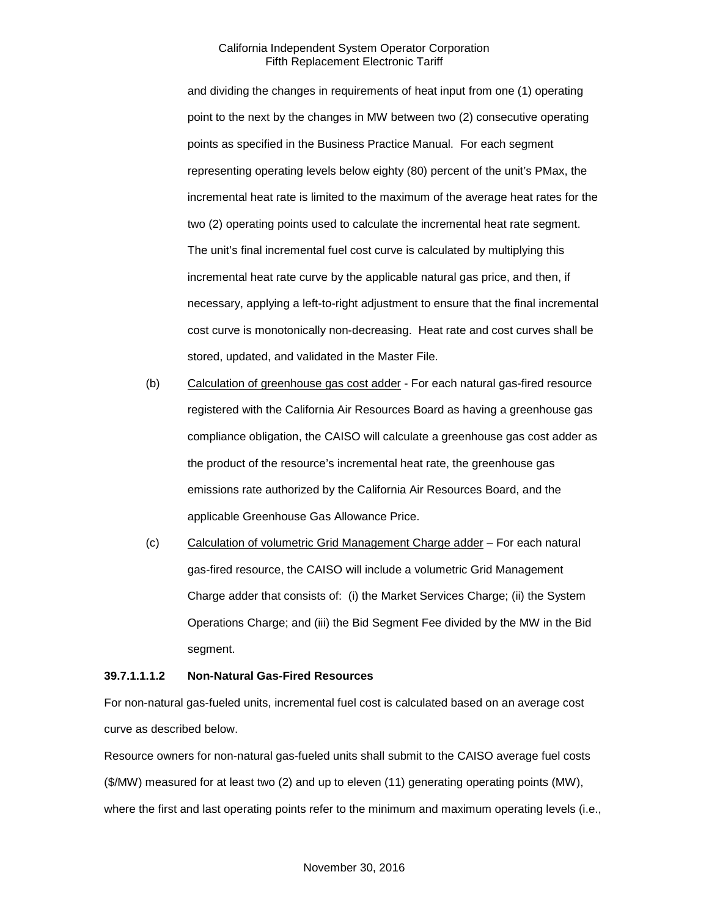and dividing the changes in requirements of heat input from one (1) operating point to the next by the changes in MW between two (2) consecutive operating points as specified in the Business Practice Manual. For each segment representing operating levels below eighty (80) percent of the unit's PMax, the incremental heat rate is limited to the maximum of the average heat rates for the two (2) operating points used to calculate the incremental heat rate segment. The unit's final incremental fuel cost curve is calculated by multiplying this incremental heat rate curve by the applicable natural gas price, and then, if necessary, applying a left-to-right adjustment to ensure that the final incremental cost curve is monotonically non-decreasing. Heat rate and cost curves shall be stored, updated, and validated in the Master File.

(b) Calculation of greenhouse gas cost adder - For each natural gas-fired resource registered with the California Air Resources Board as having a greenhouse gas compliance obligation, the CAISO will calculate a greenhouse gas cost adder as the product of the resource's incremental heat rate, the greenhouse gas emissions rate authorized by the California Air Resources Board, and the applicable Greenhouse Gas Allowance Price.

(c) Calculation of volumetric Grid Management Charge adder – For each natural gas-fired resource, the CAISO will include a volumetric Grid Management Charge adder that consists of: (i) the Market Services Charge; (ii) the System Operations Charge; and (iii) the Bid Segment Fee divided by the MW in the Bid segment.

**39.7.1.1.1.2 Non-Natural Gas-Fired Resources**

For non-natural gas-fueled units, incremental fuel cost is calculated based on an average cost curve as described below.

Resource owners for non-natural gas-fueled units shall submit to the CAISO average fuel costs ($/MW) measured for at least two (2) and up to eleven (11) generating operating points (MW), where the first and last operating points refer to the minimum and maximum operating levels (i.e.,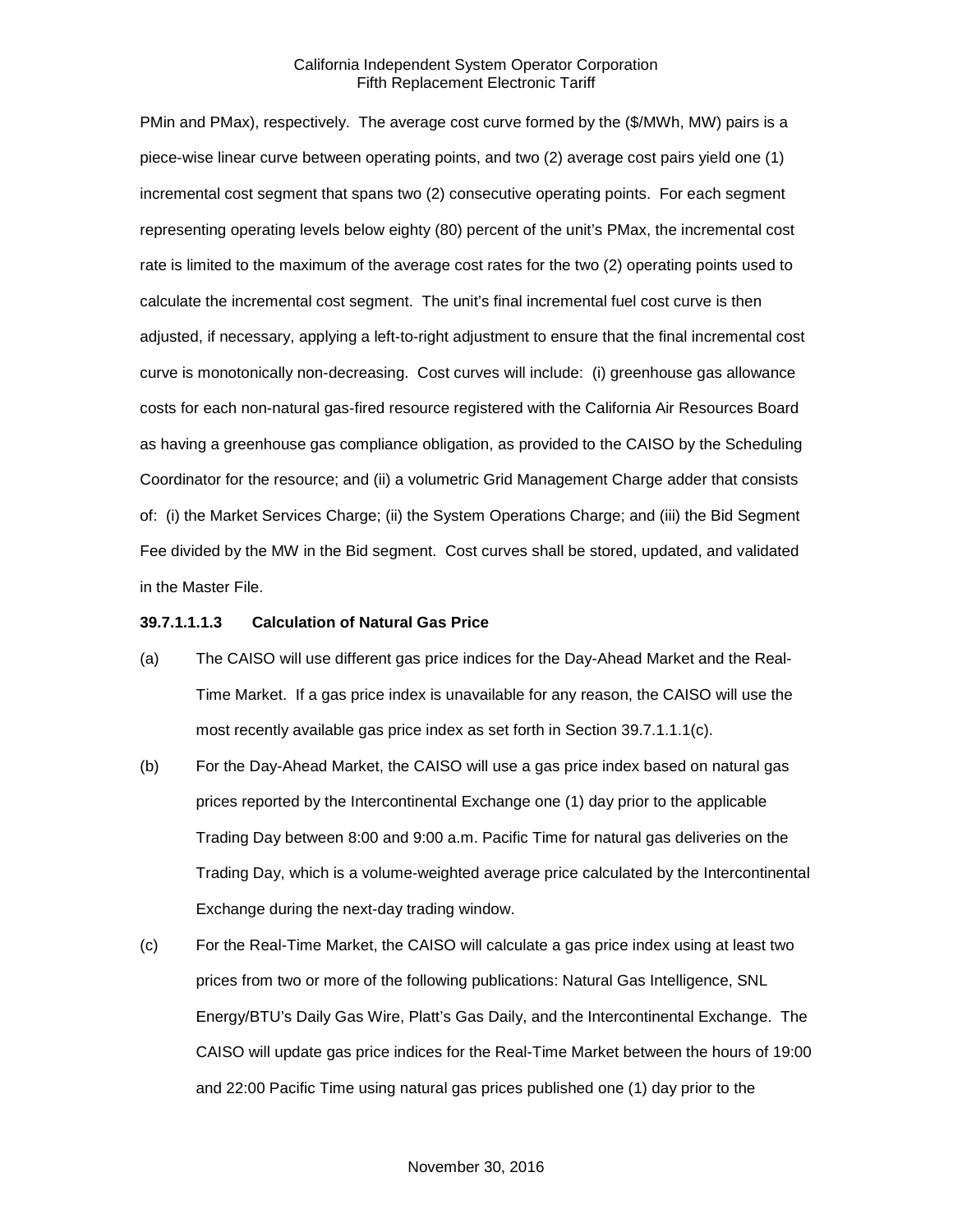PMin and PMax), respectively. The average cost curve formed by the ($/MWh, MW) pairs is a piece-wise linear curve between operating points, and two (2) average cost pairs yield one (1) incremental cost segment that spans two (2) consecutive operating points. For each segment representing operating levels below eighty (80) percent of the unit's PMax, the incremental cost rate is limited to the maximum of the average cost rates for the two (2) operating points used to calculate the incremental cost segment. The unit's final incremental fuel cost curve is then adjusted, if necessary, applying a left-to-right adjustment to ensure that the final incremental cost curve is monotonically non-decreasing. Cost curves will include: (i) greenhouse gas allowance costs for each non-natural gas-fired resource registered with the California Air Resources Board as having a greenhouse gas compliance obligation, as provided to the CAISO by the Scheduling Coordinator for the resource; and (ii) a volumetric Grid Management Charge adder that consists of: (i) the Market Services Charge; (ii) the System Operations Charge; and (iii) the Bid Segment Fee divided by the MW in the Bid segment. Cost curves shall be stored, updated, and validated in the Master File.

**39.7.1.1.1.3 Calculation of Natural Gas Price**

(a) The CAISO will use different gas price indices for the Day-Ahead Market and the Real-Time Market. If a gas price index is unavailable for any reason, the CAISO will use the most recently available gas price index as set forth in Section 39.7.1.1.1(c).

(b) For the Day-Ahead Market, the CAISO will use a gas price index based on natural gas prices reported by the Intercontinental Exchange one (1) day prior to the applicable Trading Day between 8:00 and 9:00 a.m. Pacific Time for natural gas deliveries on the Trading Day, which is a volume-weighted average price calculated by the Intercontinental Exchange during the next-day trading window.

(c) For the Real-Time Market, the CAISO will calculate a gas price index using at least two prices from two or more of the following publications: Natural Gas Intelligence, SNL Energy/BTU's Daily Gas Wire, Platt's Gas Daily, and the Intercontinental Exchange. The CAISO will update gas price indices for the Real-Time Market between the hours of 19:00 and 22:00 Pacific Time using natural gas prices published one (1) day prior to the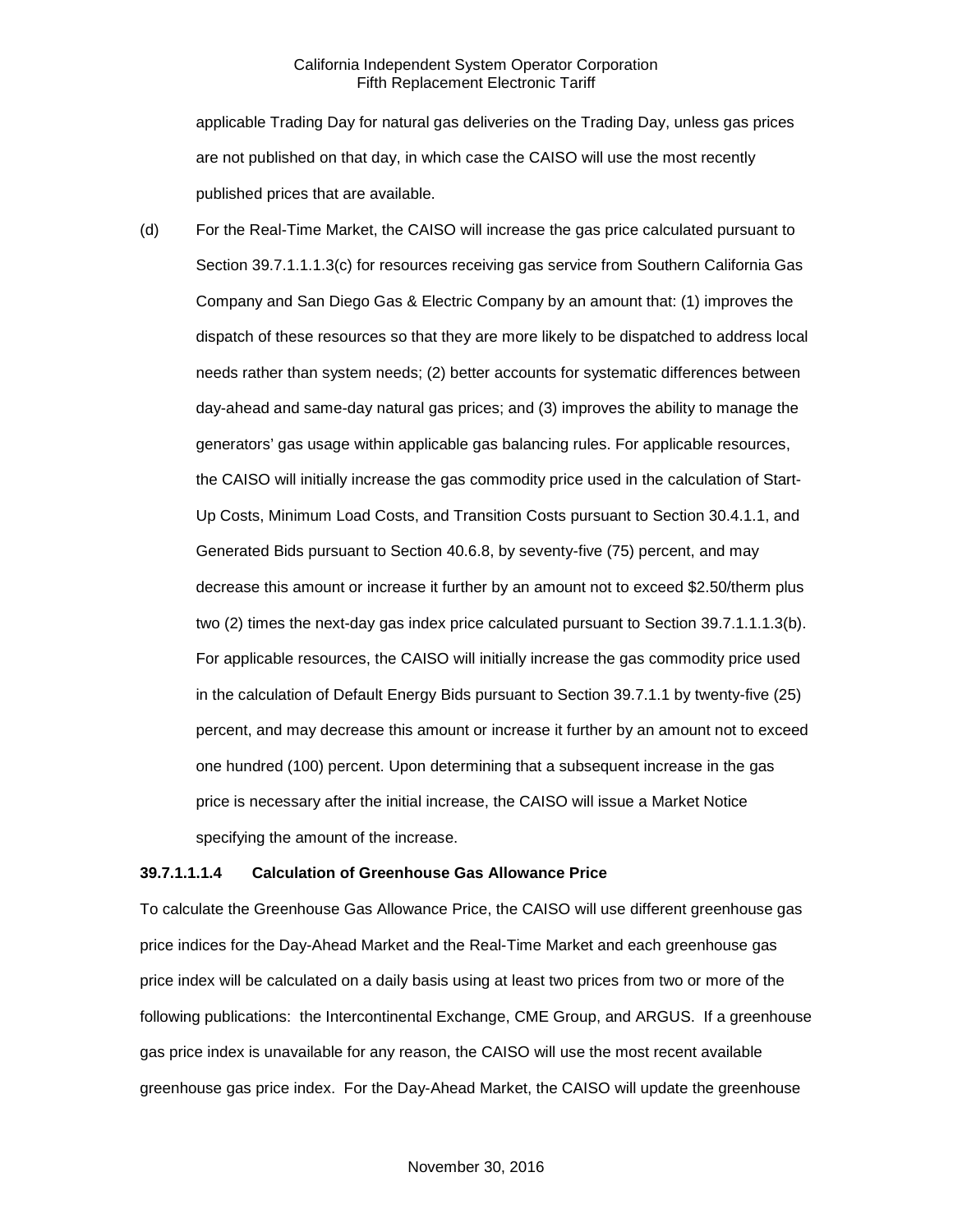applicable Trading Day for natural gas deliveries on the Trading Day, unless gas prices are not published on that day, in which case the CAISO will use the most recently published prices that are available.

(d) For the Real-Time Market, the CAISO will increase the gas price calculated pursuant to Section 39.7.1.1.1.3(c) for resources receiving gas service from Southern California Gas Company and San Diego Gas & Electric Company by an amount that: (1) improves the dispatch of these resources so that they are more likely to be dispatched to address local needs rather than system needs; (2) better accounts for systematic differences between day-ahead and same-day natural gas prices; and (3) improves the ability to manage the generators' gas usage within applicable gas balancing rules. For applicable resources, the CAISO will initially increase the gas commodity price used in the calculation of Start-Up Costs, Minimum Load Costs, and Transition Costs pursuant to Section 30.4.1.1, and Generated Bids pursuant to Section 40.6.8, by seventy-five (75) percent, and may decrease this amount or increase it further by an amount not to exceed $2.50/therm plus two (2) times the next-day gas index price calculated pursuant to Section 39.7.1.1.1.3(b). For applicable resources, the CAISO will initially increase the gas commodity price used in the calculation of Default Energy Bids pursuant to Section 39.7.1.1 by twenty-five (25) percent, and may decrease this amount or increase it further by an amount not to exceed one hundred (100) percent. Upon determining that a subsequent increase in the gas price is necessary after the initial increase, the CAISO will issue a Market Notice specifying the amount of the increase.

**39.7.1.1.1.4 Calculation of Greenhouse Gas Allowance Price**

To calculate the Greenhouse Gas Allowance Price, the CAISO will use different greenhouse gas price indices for the Day-Ahead Market and the Real-Time Market and each greenhouse gas price index will be calculated on a daily basis using at least two prices from two or more of the following publications: the Intercontinental Exchange, CME Group, and ARGUS. If a greenhouse gas price index is unavailable for any reason, the CAISO will use the most recent available greenhouse gas price index. For the Day-Ahead Market, the CAISO will update the greenhouse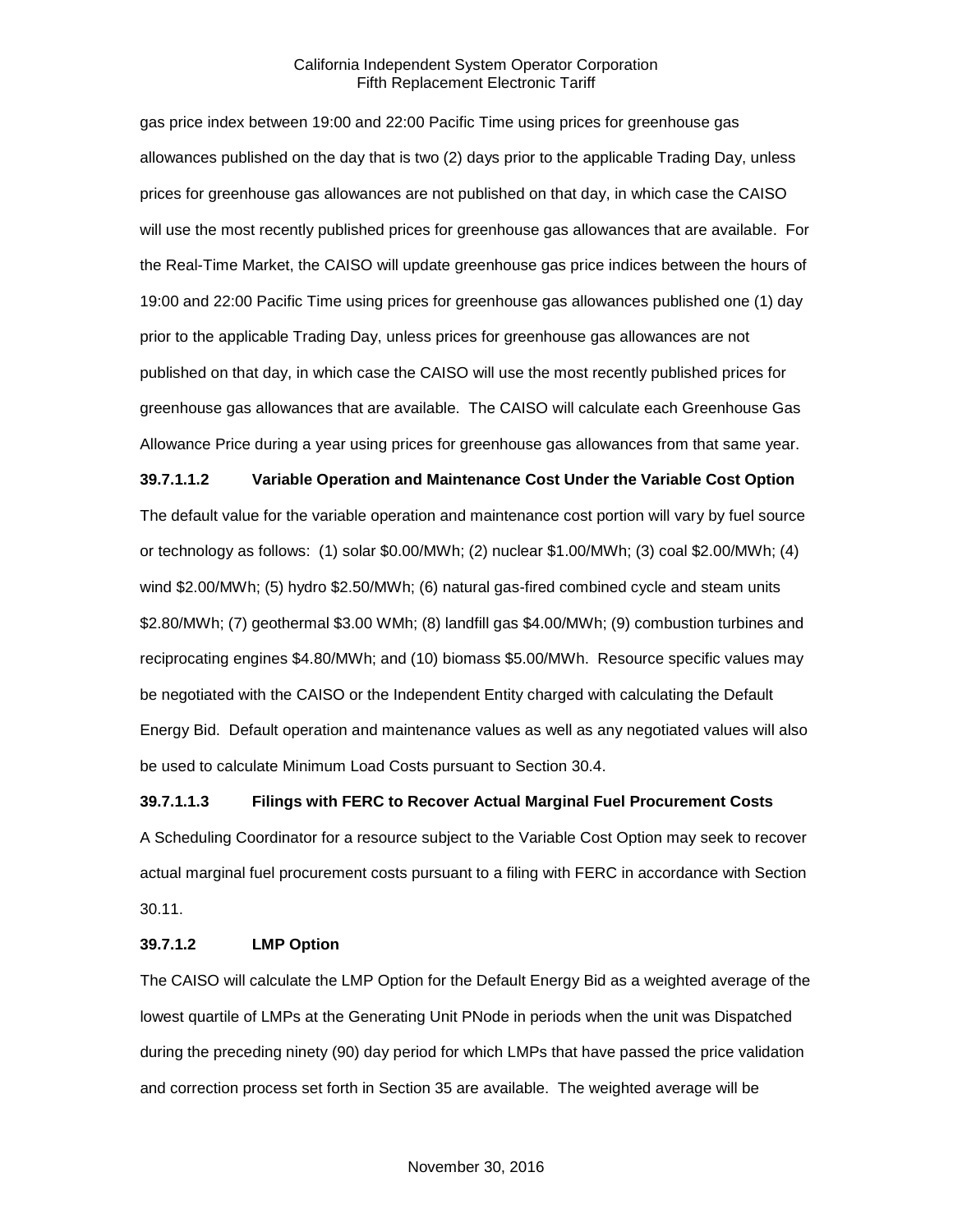gas price index between 19:00 and 22:00 Pacific Time using prices for greenhouse gas allowances published on the day that is two (2) days prior to the applicable Trading Day, unless prices for greenhouse gas allowances are not published on that day, in which case the CAISO will use the most recently published prices for greenhouse gas allowances that are available. For the Real-Time Market, the CAISO will update greenhouse gas price indices between the hours of 19:00 and 22:00 Pacific Time using prices for greenhouse gas allowances published one (1) day prior to the applicable Trading Day, unless prices for greenhouse gas allowances are not published on that day, in which case the CAISO will use the most recently published prices for greenhouse gas allowances that are available. The CAISO will calculate each Greenhouse Gas Allowance Price during a year using prices for greenhouse gas allowances from that same year.

**39.7.1.1.2 Variable Operation and Maintenance Cost Under the Variable Cost Option**

The default value for the variable operation and maintenance cost portion will vary by fuel source or technology as follows: (1) solar $0.00/MWh; (2) nuclear $1.00/MWh; (3) coal $2.00/MWh; (4) wind $2.00/MWh; (5) hydro $2.50/MWh; (6) natural gas-fired combined cycle and steam units $2.80/MWh; (7) geothermal $3.00 WMh; (8) landfill gas $4.00/MWh; (9) combustion turbines and reciprocating engines $4.80/MWh; and (10) biomass $5.00/MWh. Resource specific values may be negotiated with the CAISO or the Independent Entity charged with calculating the Default Energy Bid. Default operation and maintenance values as well as any negotiated values will also be used to calculate Minimum Load Costs pursuant to Section 30.4.

**39.7.1.1.3 Filings with FERC to Recover Actual Marginal Fuel Procurement Costs**

A Scheduling Coordinator for a resource subject to the Variable Cost Option may seek to recover actual marginal fuel procurement costs pursuant to a filing with FERC in accordance with Section 30.11.

**39.7.1.2 LMP Option**

The CAISO will calculate the LMP Option for the Default Energy Bid as a weighted average of the lowest quartile of LMPs at the Generating Unit PNode in periods when the unit was Dispatched during the preceding ninety (90) day period for which LMPs that have passed the price validation and correction process set forth in Section 35 are available. The weighted average will be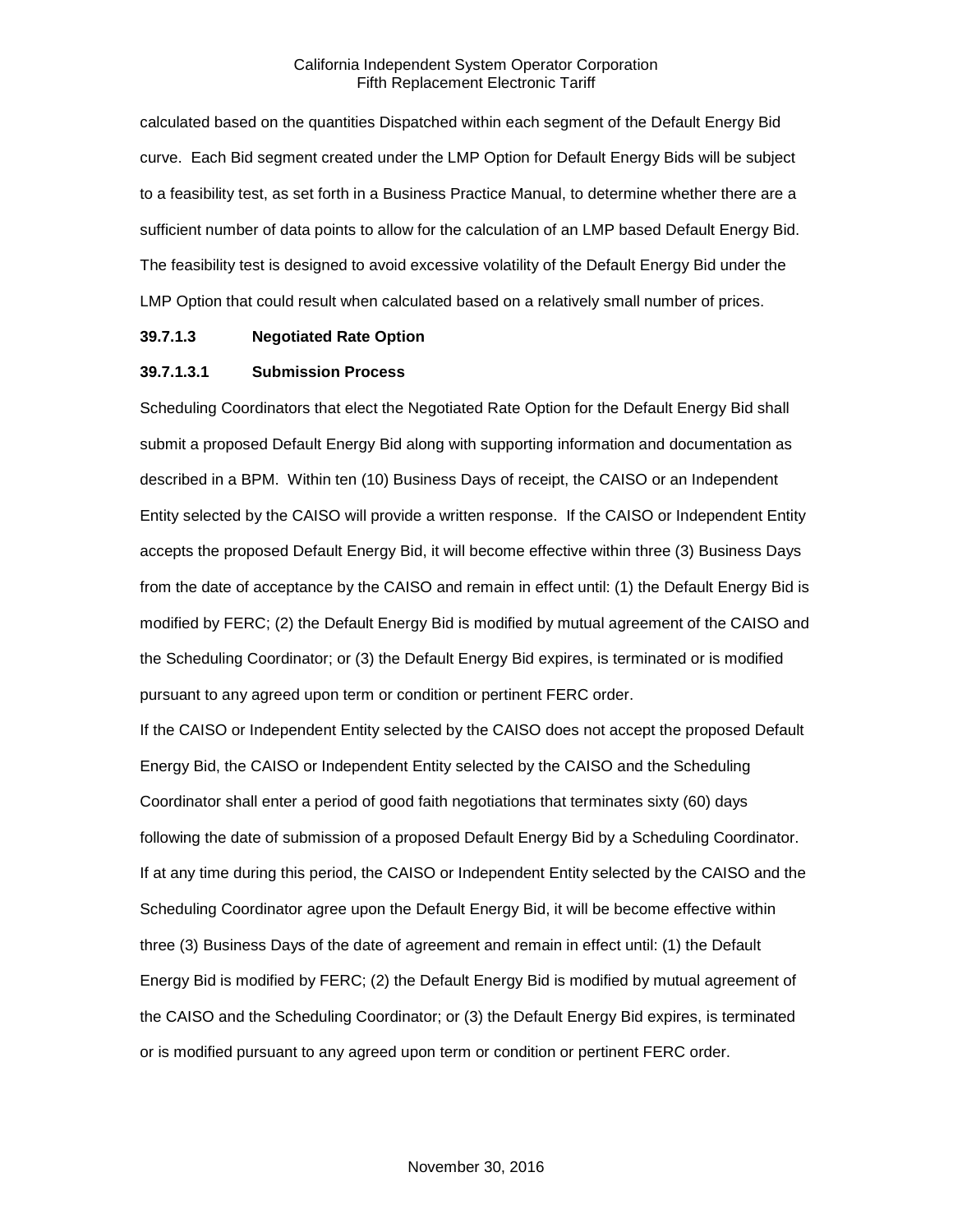calculated based on the quantities Dispatched within each segment of the Default Energy Bid curve. Each Bid segment created under the LMP Option for Default Energy Bids will be subject to a feasibility test, as set forth in a Business Practice Manual, to determine whether there are a sufficient number of data points to allow for the calculation of an LMP based Default Energy Bid. The feasibility test is designed to avoid excessive volatility of the Default Energy Bid under the LMP Option that could result when calculated based on a relatively small number of prices.

**39.7.1.3 Negotiated Rate Option**

**39.7.1.3.1 Submission Process**

Scheduling Coordinators that elect the Negotiated Rate Option for the Default Energy Bid shall submit a proposed Default Energy Bid along with supporting information and documentation as described in a BPM. Within ten (10) Business Days of receipt, the CAISO or an Independent Entity selected by the CAISO will provide a written response. If the CAISO or Independent Entity accepts the proposed Default Energy Bid, it will become effective within three (3) Business Days from the date of acceptance by the CAISO and remain in effect until: (1) the Default Energy Bid is modified by FERC; (2) the Default Energy Bid is modified by mutual agreement of the CAISO and the Scheduling Coordinator; or (3) the Default Energy Bid expires, is terminated or is modified pursuant to any agreed upon term or condition or pertinent FERC order.

If the CAISO or Independent Entity selected by the CAISO does not accept the proposed Default Energy Bid, the CAISO or Independent Entity selected by the CAISO and the Scheduling Coordinator shall enter a period of good faith negotiations that terminates sixty (60) days following the date of submission of a proposed Default Energy Bid by a Scheduling Coordinator. If at any time during this period, the CAISO or Independent Entity selected by the CAISO and the Scheduling Coordinator agree upon the Default Energy Bid, it will be become effective within three (3) Business Days of the date of agreement and remain in effect until: (1) the Default Energy Bid is modified by FERC; (2) the Default Energy Bid is modified by mutual agreement of the CAISO and the Scheduling Coordinator; or (3) the Default Energy Bid expires, is terminated or is modified pursuant to any agreed upon term or condition or pertinent FERC order.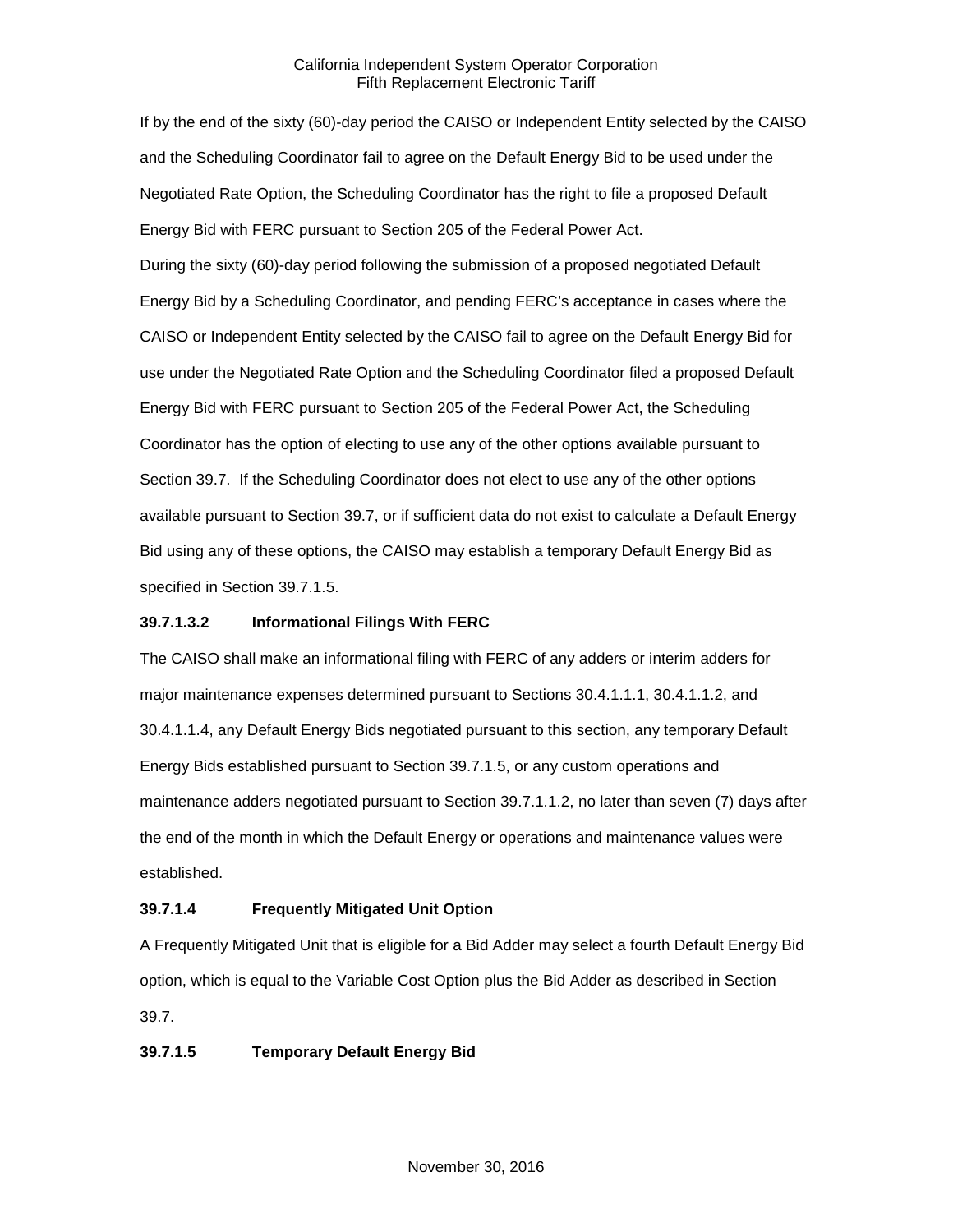If by the end of the sixty (60)-day period the CAISO or Independent Entity selected by the CAISO and the Scheduling Coordinator fail to agree on the Default Energy Bid to be used under the Negotiated Rate Option, the Scheduling Coordinator has the right to file a proposed Default Energy Bid with FERC pursuant to Section 205 of the Federal Power Act.

During the sixty (60)-day period following the submission of a proposed negotiated Default Energy Bid by a Scheduling Coordinator, and pending FERC's acceptance in cases where the CAISO or Independent Entity selected by the CAISO fail to agree on the Default Energy Bid for use under the Negotiated Rate Option and the Scheduling Coordinator filed a proposed Default Energy Bid with FERC pursuant to Section 205 of the Federal Power Act, the Scheduling Coordinator has the option of electing to use any of the other options available pursuant to Section 39.7. If the Scheduling Coordinator does not elect to use any of the other options available pursuant to Section 39.7, or if sufficient data do not exist to calculate a Default Energy Bid using any of these options, the CAISO may establish a temporary Default Energy Bid as specified in Section 39.7.1.5.

**39.7.1.3.2 Informational Filings With FERC**

The CAISO shall make an informational filing with FERC of any adders or interim adders for major maintenance expenses determined pursuant to Sections 30.4.1.1.1, 30.4.1.1.2, and 30.4.1.1.4, any Default Energy Bids negotiated pursuant to this section, any temporary Default Energy Bids established pursuant to Section 39.7.1.5, or any custom operations and maintenance adders negotiated pursuant to Section 39.7.1.1.2, no later than seven (7) days after the end of the month in which the Default Energy or operations and maintenance values were established.

**39.7.1.4 Frequently Mitigated Unit Option**

A Frequently Mitigated Unit that is eligible for a Bid Adder may select a fourth Default Energy Bid option, which is equal to the Variable Cost Option plus the Bid Adder as described in Section 39.7.

**39.7.1.5 Temporary Default Energy Bid**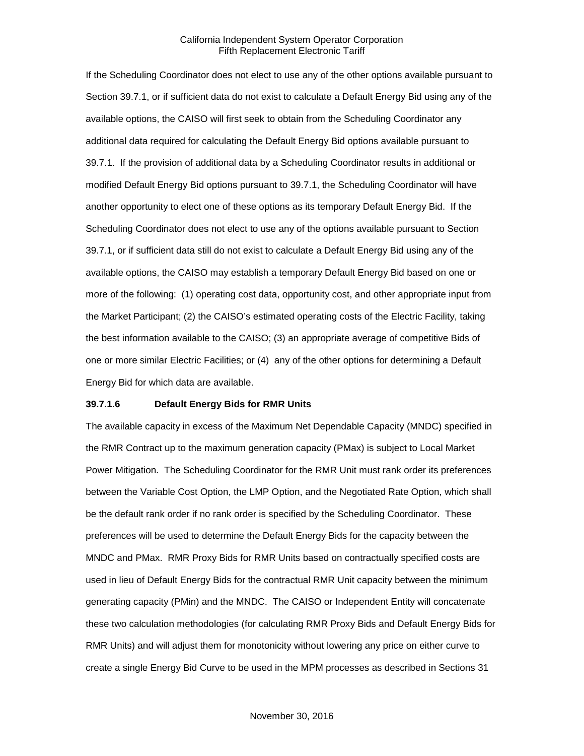If the Scheduling Coordinator does not elect to use any of the other options available pursuant to Section 39.7.1, or if sufficient data do not exist to calculate a Default Energy Bid using any of the available options, the CAISO will first seek to obtain from the Scheduling Coordinator any additional data required for calculating the Default Energy Bid options available pursuant to 39.7.1. If the provision of additional data by a Scheduling Coordinator results in additional or modified Default Energy Bid options pursuant to 39.7.1, the Scheduling Coordinator will have another opportunity to elect one of these options as its temporary Default Energy Bid. If the Scheduling Coordinator does not elect to use any of the options available pursuant to Section 39.7.1, or if sufficient data still do not exist to calculate a Default Energy Bid using any of the available options, the CAISO may establish a temporary Default Energy Bid based on one or more of the following: (1) operating cost data, opportunity cost, and other appropriate input from the Market Participant; (2) the CAISO's estimated operating costs of the Electric Facility, taking the best information available to the CAISO; (3) an appropriate average of competitive Bids of one or more similar Electric Facilities; or (4) any of the other options for determining a Default Energy Bid for which data are available.

**39.7.1.6 Default Energy Bids for RMR Units**

The available capacity in excess of the Maximum Net Dependable Capacity (MNDC) specified in the RMR Contract up to the maximum generation capacity (PMax) is subject to Local Market Power Mitigation. The Scheduling Coordinator for the RMR Unit must rank order its preferences between the Variable Cost Option, the LMP Option, and the Negotiated Rate Option, which shall be the default rank order if no rank order is specified by the Scheduling Coordinator. These preferences will be used to determine the Default Energy Bids for the capacity between the MNDC and PMax. RMR Proxy Bids for RMR Units based on contractually specified costs are used in lieu of Default Energy Bids for the contractual RMR Unit capacity between the minimum generating capacity (PMin) and the MNDC. The CAISO or Independent Entity will concatenate these two calculation methodologies (for calculating RMR Proxy Bids and Default Energy Bids for RMR Units) and will adjust them for monotonicity without lowering any price on either curve to create a single Energy Bid Curve to be used in the MPM processes as described in Sections 31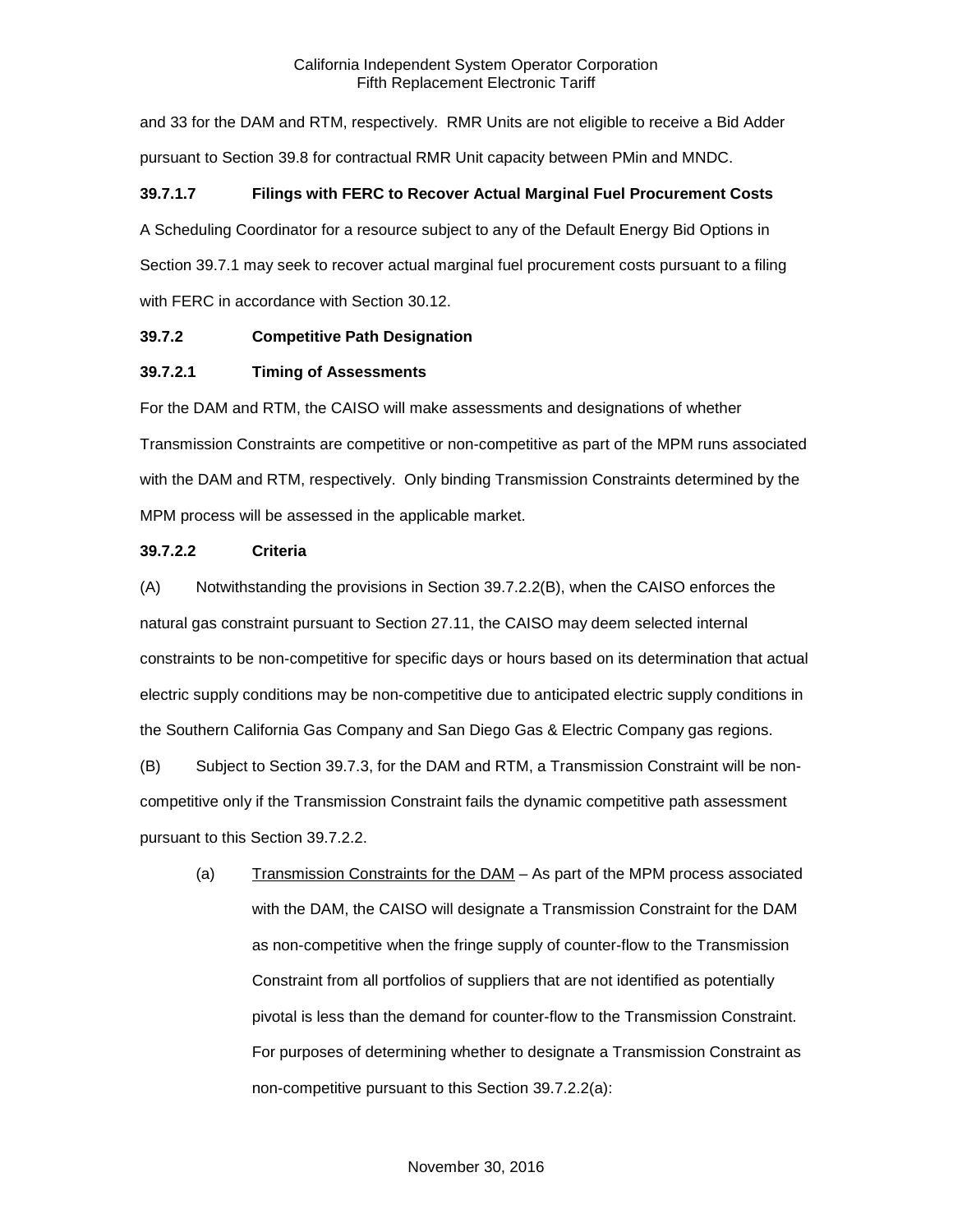and 33 for the DAM and RTM, respectively. RMR Units are not eligible to receive a Bid Adder pursuant to Section 39.8 for contractual RMR Unit capacity between PMin and MNDC.

**39.7.1.7 Filings with FERC to Recover Actual Marginal Fuel Procurement Costs**

A Scheduling Coordinator for a resource subject to any of the Default Energy Bid Options in Section 39.7.1 may seek to recover actual marginal fuel procurement costs pursuant to a filing with FERC in accordance with Section 30.12.

**39.7.2 Competitive Path Designation**

**39.7.2.1 Timing of Assessments**

For the DAM and RTM, the CAISO will make assessments and designations of whether Transmission Constraints are competitive or non-competitive as part of the MPM runs associated with the DAM and RTM, respectively. Only binding Transmission Constraints determined by the MPM process will be assessed in the applicable market.

**39.7.2.2 Criteria**

(A) Notwithstanding the provisions in Section 39.7.2.2(B), when the CAISO enforces the natural gas constraint pursuant to Section 27.11, the CAISO may deem selected internal constraints to be non-competitive for specific days or hours based on its determination that actual electric supply conditions may be non-competitive due to anticipated electric supply conditions in the Southern California Gas Company and San Diego Gas & Electric Company gas regions.

(B) Subject to Section 39.7.3, for the DAM and RTM, a Transmission Constraint will be non-competitive only if the Transmission Constraint fails the dynamic competitive path assessment pursuant to this Section 39.7.2.2.

(a) Transmission Constraints for the DAM – As part of the MPM process associated with the DAM, the CAISO will designate a Transmission Constraint for the DAM as non-competitive when the fringe supply of counter-flow to the Transmission Constraint from all portfolios of suppliers that are not identified as potentially pivotal is less than the demand for counter-flow to the Transmission Constraint. For purposes of determining whether to designate a Transmission Constraint as non-competitive pursuant to this Section 39.7.2.2(a):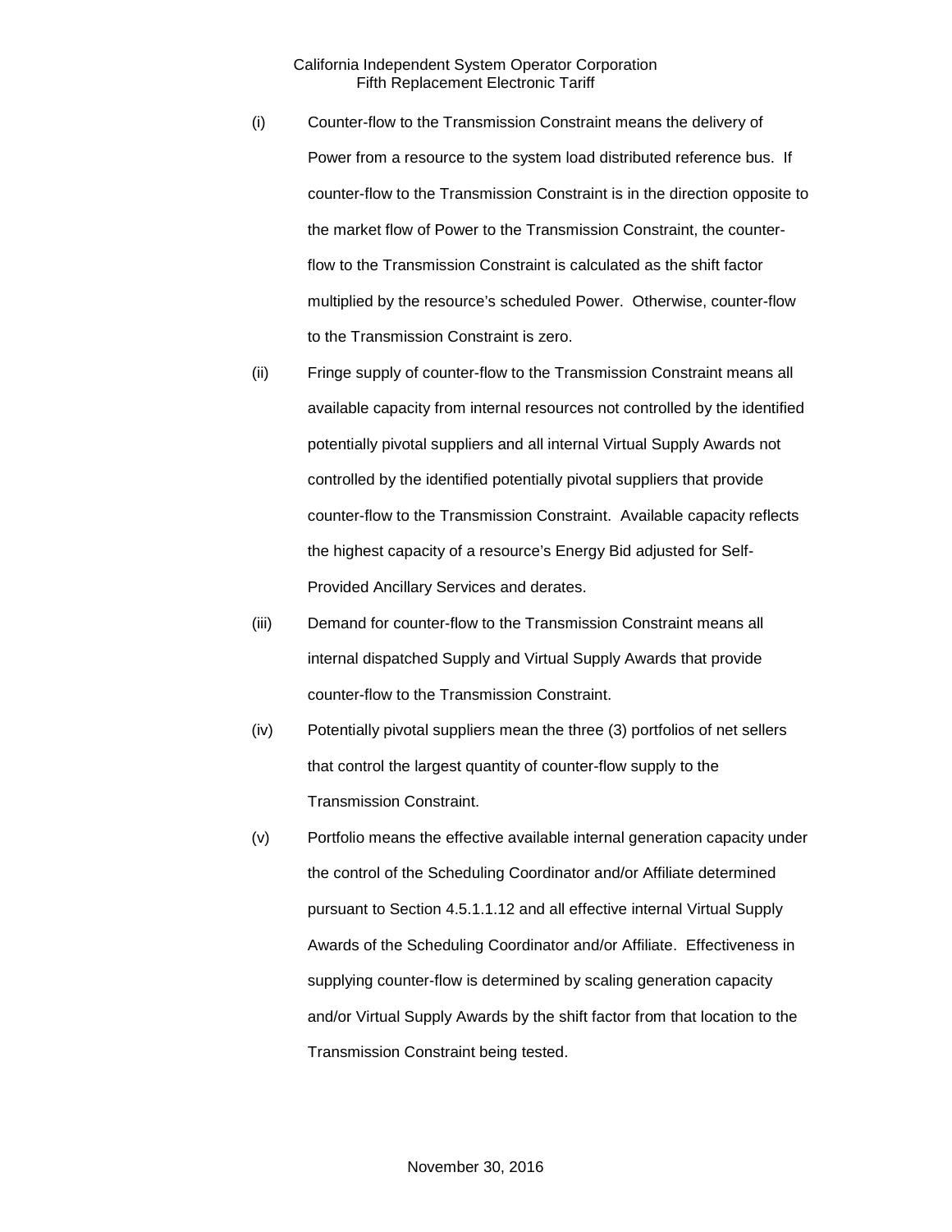(i) Counter-flow to the Transmission Constraint means the delivery of Power from a resource to the system load distributed reference bus. If counter-flow to the Transmission Constraint is in the direction opposite to the market flow of Power to the Transmission Constraint, the counter-flow to the Transmission Constraint is calculated as the shift factor multiplied by the resource's scheduled Power. Otherwise, counter-flow to the Transmission Constraint is zero.

(ii) Fringe supply of counter-flow to the Transmission Constraint means all available capacity from internal resources not controlled by the identified potentially pivotal suppliers and all internal Virtual Supply Awards not controlled by the identified potentially pivotal suppliers that provide counter-flow to the Transmission Constraint. Available capacity reflects the highest capacity of a resource's Energy Bid adjusted for Self-Provided Ancillary Services and derates.

(iii) Demand for counter-flow to the Transmission Constraint means all internal dispatched Supply and Virtual Supply Awards that provide counter-flow to the Transmission Constraint.

(iv) Potentially pivotal suppliers mean the three (3) portfolios of net sellers that control the largest quantity of counter-flow supply to the Transmission Constraint.

(v) Portfolio means the effective available internal generation capacity under the control of the Scheduling Coordinator and/or Affiliate determined pursuant to Section 4.5.1.1.12 and all effective internal Virtual Supply Awards of the Scheduling Coordinator and/or Affiliate. Effectiveness in supplying counter-flow is determined by scaling generation capacity and/or Virtual Supply Awards by the shift factor from that location to the Transmission Constraint being tested.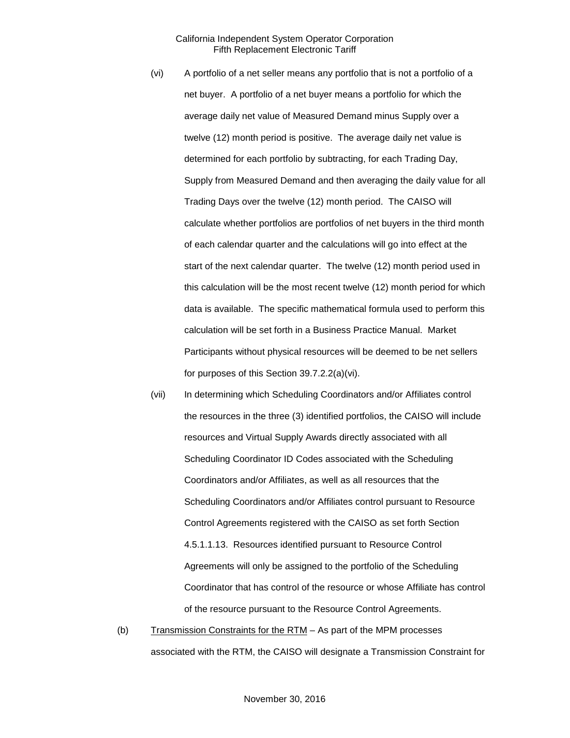(vi) A portfolio of a net seller means any portfolio that is not a portfolio of a net buyer. A portfolio of a net buyer means a portfolio for which the average daily net value of Measured Demand minus Supply over a twelve (12) month period is positive. The average daily net value is determined for each portfolio by subtracting, for each Trading Day, Supply from Measured Demand and then averaging the daily value for all Trading Days over the twelve (12) month period. The CAISO will calculate whether portfolios are portfolios of net buyers in the third month of each calendar quarter and the calculations will go into effect at the start of the next calendar quarter. The twelve (12) month period used in this calculation will be the most recent twelve (12) month period for which data is available. The specific mathematical formula used to perform this calculation will be set forth in a Business Practice Manual. Market Participants without physical resources will be deemed to be net sellers for purposes of this Section 39.7.2.2(a)(vi).

(vii) In determining which Scheduling Coordinators and/or Affiliates control the resources in the three (3) identified portfolios, the CAISO will include resources and Virtual Supply Awards directly associated with all Scheduling Coordinator ID Codes associated with the Scheduling Coordinators and/or Affiliates, as well as all resources that the Scheduling Coordinators and/or Affiliates control pursuant to Resource Control Agreements registered with the CAISO as set forth Section 4.5.1.1.13. Resources identified pursuant to Resource Control Agreements will only be assigned to the portfolio of the Scheduling Coordinator that has control of the resource or whose Affiliate has control of the resource pursuant to the Resource Control Agreements.

(b) Transmission Constraints for the RTM – As part of the MPM processes associated with the RTM, the CAISO will designate a Transmission Constraint for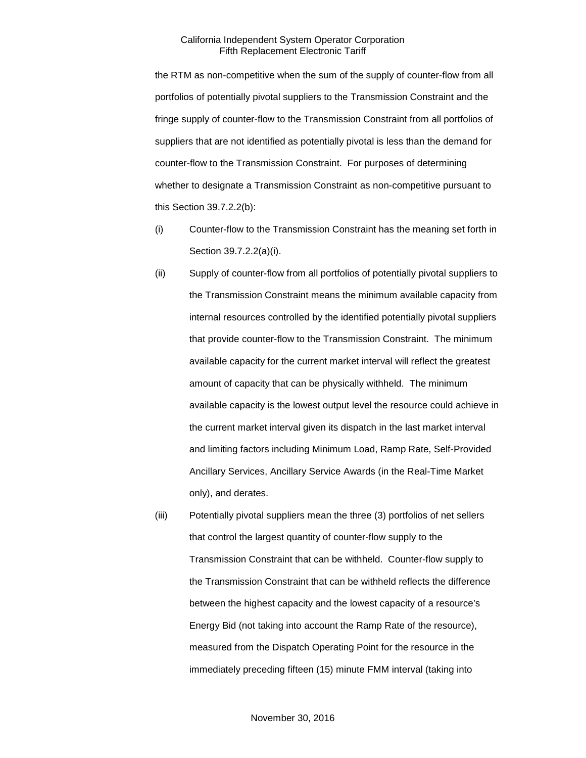the RTM as non-competitive when the sum of the supply of counter-flow from all portfolios of potentially pivotal suppliers to the Transmission Constraint and the fringe supply of counter-flow to the Transmission Constraint from all portfolios of suppliers that are not identified as potentially pivotal is less than the demand for counter-flow to the Transmission Constraint. For purposes of determining whether to designate a Transmission Constraint as non-competitive pursuant to this Section 39.7.2.2(b):

(i) Counter-flow to the Transmission Constraint has the meaning set forth in Section 39.7.2.2(a)(i).

(ii) Supply of counter-flow from all portfolios of potentially pivotal suppliers to the Transmission Constraint means the minimum available capacity from internal resources controlled by the identified potentially pivotal suppliers that provide counter-flow to the Transmission Constraint. The minimum available capacity for the current market interval will reflect the greatest amount of capacity that can be physically withheld. The minimum available capacity is the lowest output level the resource could achieve in the current market interval given its dispatch in the last market interval and limiting factors including Minimum Load, Ramp Rate, Self-Provided Ancillary Services, Ancillary Service Awards (in the Real-Time Market only), and derates.

(iii) Potentially pivotal suppliers mean the three (3) portfolios of net sellers that control the largest quantity of counter-flow supply to the Transmission Constraint that can be withheld. Counter-flow supply to the Transmission Constraint that can be withheld reflects the difference between the highest capacity and the lowest capacity of a resource's Energy Bid (not taking into account the Ramp Rate of the resource), measured from the Dispatch Operating Point for the resource in the immediately preceding fifteen (15) minute FMM interval (taking into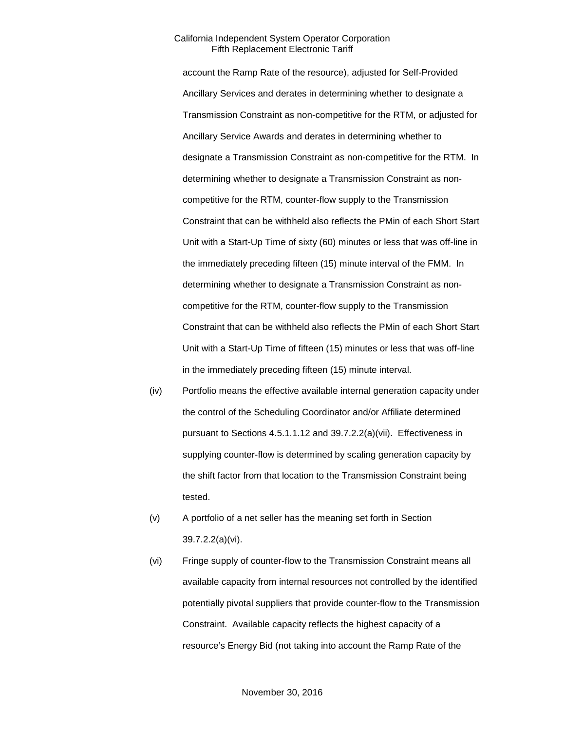account the Ramp Rate of the resource), adjusted for Self-Provided Ancillary Services and derates in determining whether to designate a Transmission Constraint as non-competitive for the RTM, or adjusted for Ancillary Service Awards and derates in determining whether to designate a Transmission Constraint as non-competitive for the RTM. In determining whether to designate a Transmission Constraint as non-competitive for the RTM, counter-flow supply to the Transmission Constraint that can be withheld also reflects the PMin of each Short Start Unit with a Start-Up Time of sixty (60) minutes or less that was off-line in the immediately preceding fifteen (15) minute interval of the FMM. In determining whether to designate a Transmission Constraint as non-competitive for the RTM, counter-flow supply to the Transmission Constraint that can be withheld also reflects the PMin of each Short Start Unit with a Start-Up Time of fifteen (15) minutes or less that was off-line in the immediately preceding fifteen (15) minute interval.

(iv) Portfolio means the effective available internal generation capacity under the control of the Scheduling Coordinator and/or Affiliate determined pursuant to Sections 4.5.1.1.12 and 39.7.2.2(a)(vii). Effectiveness in supplying counter-flow is determined by scaling generation capacity by the shift factor from that location to the Transmission Constraint being tested.

(v) A portfolio of a net seller has the meaning set forth in Section 39.7.2.2(a)(vi).

(vi) Fringe supply of counter-flow to the Transmission Constraint means all available capacity from internal resources not controlled by the identified potentially pivotal suppliers that provide counter-flow to the Transmission Constraint. Available capacity reflects the highest capacity of a resource's Energy Bid (not taking into account the Ramp Rate of the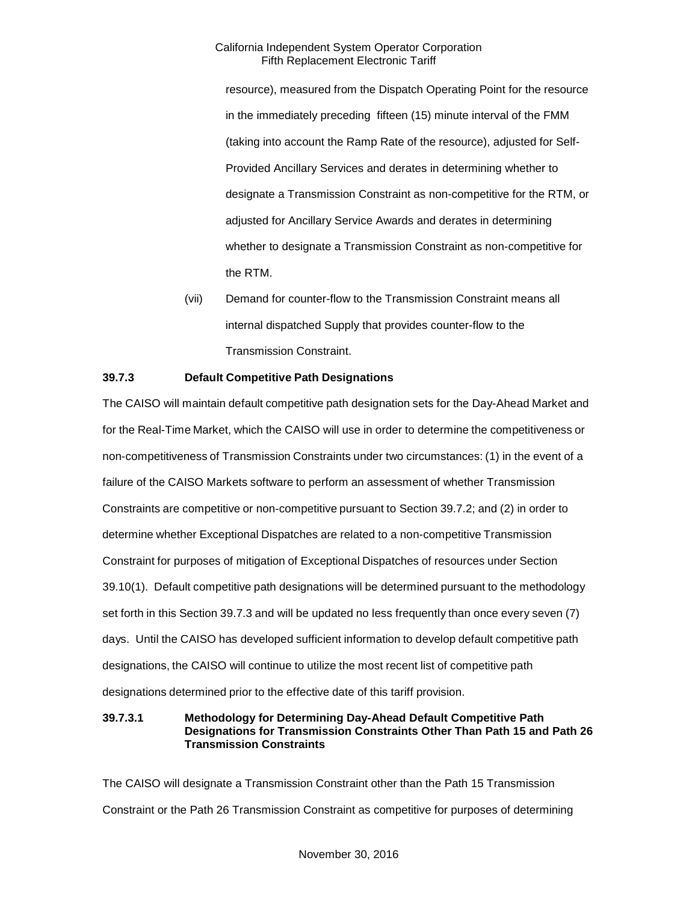resource), measured from the Dispatch Operating Point for the resource in the immediately preceding fifteen (15) minute interval of the FMM (taking into account the Ramp Rate of the resource), adjusted for Self-Provided Ancillary Services and derates in determining whether to designate a Transmission Constraint as non-competitive for the RTM, or adjusted for Ancillary Service Awards and derates in determining whether to designate a Transmission Constraint as non-competitive for the RTM.

(vii) Demand for counter-flow to the Transmission Constraint means all internal dispatched Supply that provides counter-flow to the Transmission Constraint.

**39.7.3 Default Competitive Path Designations**

The CAISO will maintain default competitive path designation sets for the Day-Ahead Market and for the Real-Time Market, which the CAISO will use in order to determine the competitiveness or non-competitiveness of Transmission Constraints under two circumstances: (1) in the event of a failure of the CAISO Markets software to perform an assessment of whether Transmission Constraints are competitive or non-competitive pursuant to Section 39.7.2; and (2) in order to determine whether Exceptional Dispatches are related to a non-competitive Transmission Constraint for purposes of mitigation of Exceptional Dispatches of resources under Section 39.10(1). Default competitive path designations will be determined pursuant to the methodology set forth in this Section 39.7.3 and will be updated no less frequently than once every seven (7) days. Until the CAISO has developed sufficient information to develop default competitive path designations, the CAISO will continue to utilize the most recent list of competitive path designations determined prior to the effective date of this tariff provision.

**39.7.3.1 Methodology for Determining Day-Ahead Default Competitive Path Designations for Transmission Constraints Other Than Path 15 and Path 26 Transmission Constraints**

The CAISO will designate a Transmission Constraint other than the Path 15 Transmission Constraint or the Path 26 Transmission Constraint as competitive for purposes of determining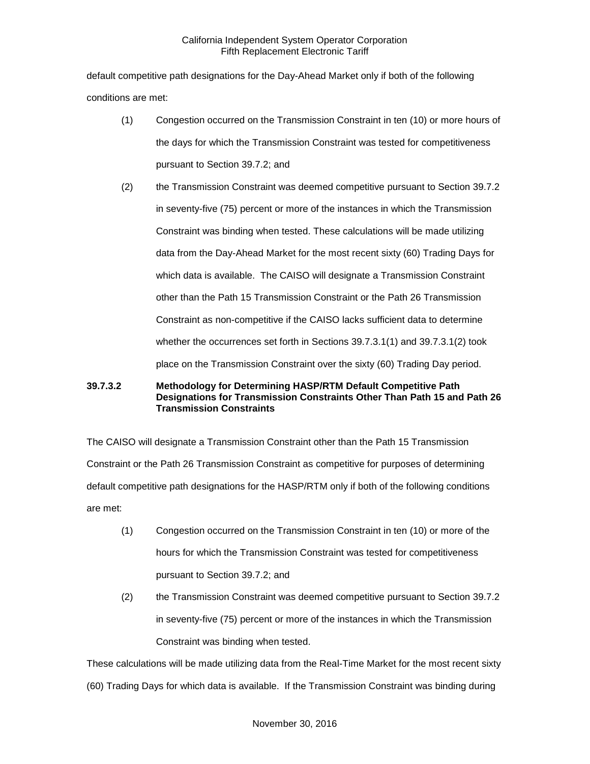default competitive path designations for the Day-Ahead Market only if both of the following conditions are met:

(1) Congestion occurred on the Transmission Constraint in ten (10) or more hours of the days for which the Transmission Constraint was tested for competitiveness pursuant to Section 39.7.2; and

(2) the Transmission Constraint was deemed competitive pursuant to Section 39.7.2 in seventy-five (75) percent or more of the instances in which the Transmission Constraint was binding when tested. These calculations will be made utilizing data from the Day-Ahead Market for the most recent sixty (60) Trading Days for which data is available. The CAISO will designate a Transmission Constraint other than the Path 15 Transmission Constraint or the Path 26 Transmission Constraint as non-competitive if the CAISO lacks sufficient data to determine whether the occurrences set forth in Sections 39.7.3.1(1) and 39.7.3.1(2) took place on the Transmission Constraint over the sixty (60) Trading Day period.

**39.7.3.2 Methodology for Determining HASP/RTM Default Competitive Path Designations for Transmission Constraints Other Than Path 15 and Path 26 Transmission Constraints**

The CAISO will designate a Transmission Constraint other than the Path 15 Transmission Constraint or the Path 26 Transmission Constraint as competitive for purposes of determining default competitive path designations for the HASP/RTM only if both of the following conditions are met:

(1) Congestion occurred on the Transmission Constraint in ten (10) or more of the hours for which the Transmission Constraint was tested for competitiveness pursuant to Section 39.7.2; and

(2) the Transmission Constraint was deemed competitive pursuant to Section 39.7.2 in seventy-five (75) percent or more of the instances in which the Transmission Constraint was binding when tested.

These calculations will be made utilizing data from the Real-Time Market for the most recent sixty (60) Trading Days for which data is available. If the Transmission Constraint was binding during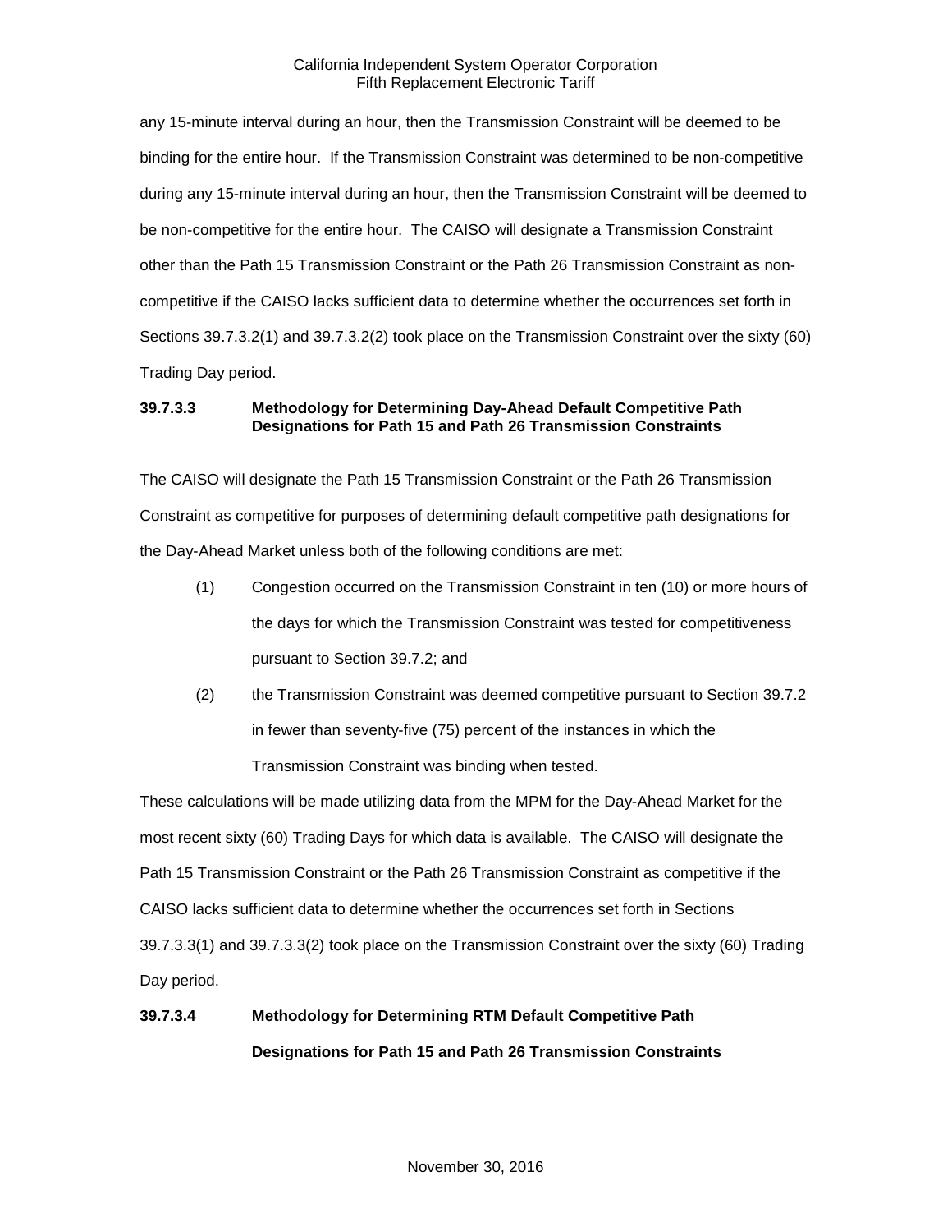any 15-minute interval during an hour, then the Transmission Constraint will be deemed to be binding for the entire hour. If the Transmission Constraint was determined to be non-competitive during any 15-minute interval during an hour, then the Transmission Constraint will be deemed to be non-competitive for the entire hour. The CAISO will designate a Transmission Constraint other than the Path 15 Transmission Constraint or the Path 26 Transmission Constraint as non-competitive if the CAISO lacks sufficient data to determine whether the occurrences set forth in Sections 39.7.3.2(1) and 39.7.3.2(2) took place on the Transmission Constraint over the sixty (60) Trading Day period.

### 39.7.3.3 Methodology for Determining Day-Ahead Default Competitive Path Designations for Path 15 and Path 26 Transmission Constraints

The CAISO will designate the Path 15 Transmission Constraint or the Path 26 Transmission Constraint as competitive for purposes of determining default competitive path designations for the Day-Ahead Market unless both of the following conditions are met:

(1) Congestion occurred on the Transmission Constraint in ten (10) or more hours of the days for which the Transmission Constraint was tested for competitiveness pursuant to Section 39.7.2; and

(2) the Transmission Constraint was deemed competitive pursuant to Section 39.7.2 in fewer than seventy-five (75) percent of the instances in which the Transmission Constraint was binding when tested.

These calculations will be made utilizing data from the MPM for the Day-Ahead Market for the most recent sixty (60) Trading Days for which data is available. The CAISO will designate the Path 15 Transmission Constraint or the Path 26 Transmission Constraint as competitive if the CAISO lacks sufficient data to determine whether the occurrences set forth in Sections 39.7.3.3(1) and 39.7.3.3(2) took place on the Transmission Constraint over the sixty (60) Trading Day period.

### 39.7.3.4 Methodology for Determining RTM Default Competitive Path Designations for Path 15 and Path 26 Transmission Constraints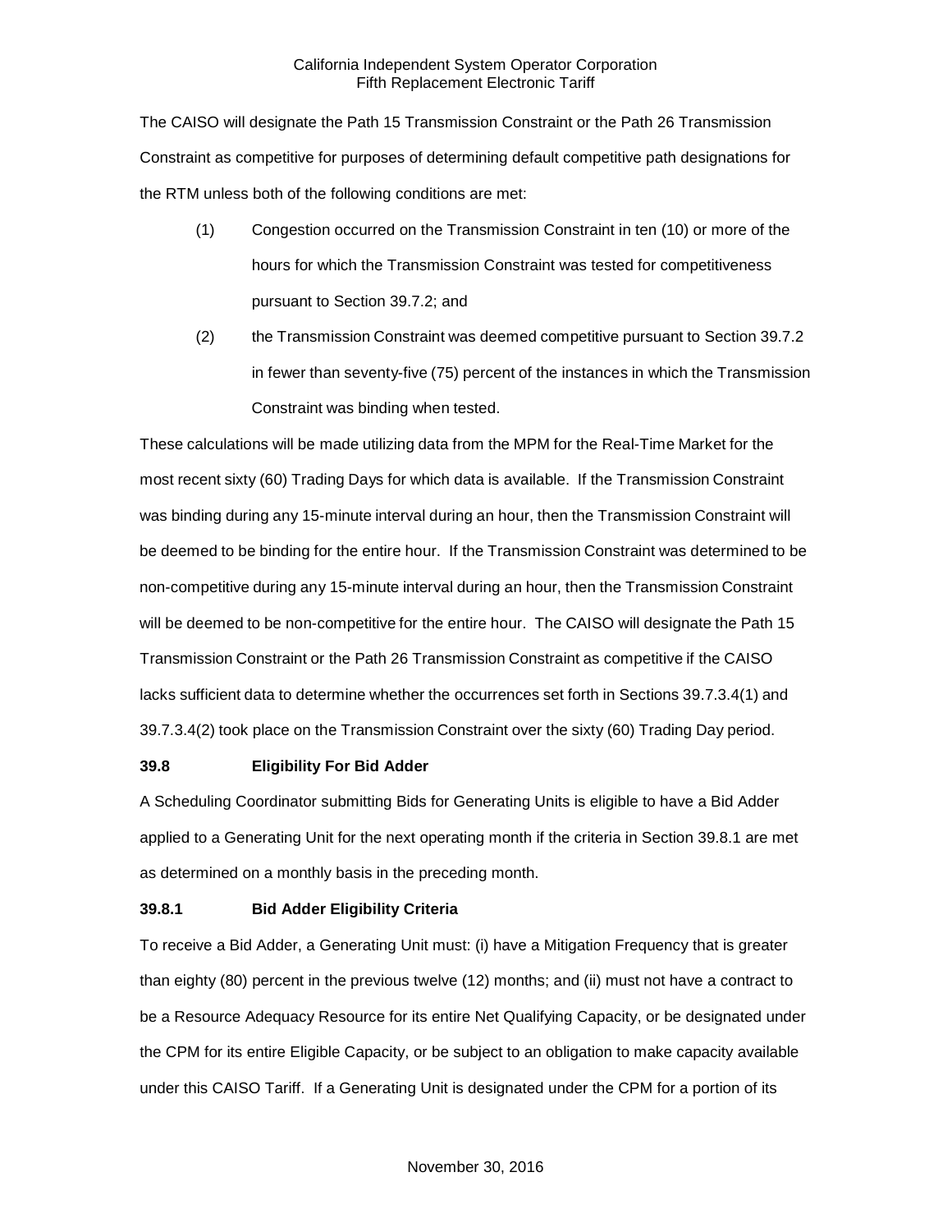The CAISO will designate the Path 15 Transmission Constraint or the Path 26 Transmission Constraint as competitive for purposes of determining default competitive path designations for the RTM unless both of the following conditions are met:

(1) Congestion occurred on the Transmission Constraint in ten (10) or more of the hours for which the Transmission Constraint was tested for competitiveness pursuant to Section 39.7.2; and

(2) the Transmission Constraint was deemed competitive pursuant to Section 39.7.2 in fewer than seventy-five (75) percent of the instances in which the Transmission Constraint was binding when tested.

These calculations will be made utilizing data from the MPM for the Real-Time Market for the most recent sixty (60) Trading Days for which data is available. If the Transmission Constraint was binding during any 15-minute interval during an hour, then the Transmission Constraint will be deemed to be binding for the entire hour. If the Transmission Constraint was determined to be non-competitive during any 15-minute interval during an hour, then the Transmission Constraint will be deemed to be non-competitive for the entire hour. The CAISO will designate the Path 15 Transmission Constraint or the Path 26 Transmission Constraint as competitive if the CAISO lacks sufficient data to determine whether the occurrences set forth in Sections 39.7.3.4(1) and 39.7.3.4(2) took place on the Transmission Constraint over the sixty (60) Trading Day period.

### 39.8 Eligibility For Bid Adder

A Scheduling Coordinator submitting Bids for Generating Units is eligible to have a Bid Adder applied to a Generating Unit for the next operating month if the criteria in Section 39.8.1 are met as determined on a monthly basis in the preceding month.

### 39.8.1 Bid Adder Eligibility Criteria

To receive a Bid Adder, a Generating Unit must: (i) have a Mitigation Frequency that is greater than eighty (80) percent in the previous twelve (12) months; and (ii) must not have a contract to be a Resource Adequacy Resource for its entire Net Qualifying Capacity, or be designated under the CPM for its entire Eligible Capacity, or be subject to an obligation to make capacity available under this CAISO Tariff. If a Generating Unit is designated under the CPM for a portion of its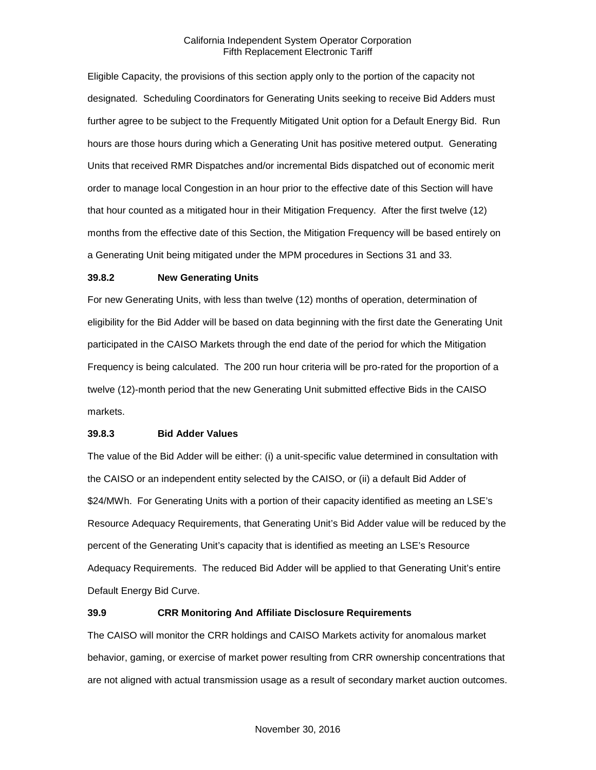Eligible Capacity, the provisions of this section apply only to the portion of the capacity not designated. Scheduling Coordinators for Generating Units seeking to receive Bid Adders must further agree to be subject to the Frequently Mitigated Unit option for a Default Energy Bid. Run hours are those hours during which a Generating Unit has positive metered output. Generating Units that received RMR Dispatches and/or incremental Bids dispatched out of economic merit order to manage local Congestion in an hour prior to the effective date of this Section will have that hour counted as a mitigated hour in their Mitigation Frequency. After the first twelve (12) months from the effective date of this Section, the Mitigation Frequency will be based entirely on a Generating Unit being mitigated under the MPM procedures in Sections 31 and 33.

### 39.8.2 New Generating Units

For new Generating Units, with less than twelve (12) months of operation, determination of eligibility for the Bid Adder will be based on data beginning with the first date the Generating Unit participated in the CAISO Markets through the end date of the period for which the Mitigation Frequency is being calculated. The 200 run hour criteria will be pro-rated for the proportion of a twelve (12)-month period that the new Generating Unit submitted effective Bids in the CAISO markets.

### 39.8.3 Bid Adder Values

The value of the Bid Adder will be either: (i) a unit-specific value determined in consultation with the CAISO or an independent entity selected by the CAISO, or (ii) a default Bid Adder of $24/MWh. For Generating Units with a portion of their capacity identified as meeting an LSE's Resource Adequacy Requirements, that Generating Unit's Bid Adder value will be reduced by the percent of the Generating Unit's capacity that is identified as meeting an LSE's Resource Adequacy Requirements. The reduced Bid Adder will be applied to that Generating Unit's entire Default Energy Bid Curve.

## 39.9 CRR Monitoring And Affiliate Disclosure Requirements

The CAISO will monitor the CRR holdings and CAISO Markets activity for anomalous market behavior, gaming, or exercise of market power resulting from CRR ownership concentrations that are not aligned with actual transmission usage as a result of secondary market auction outcomes.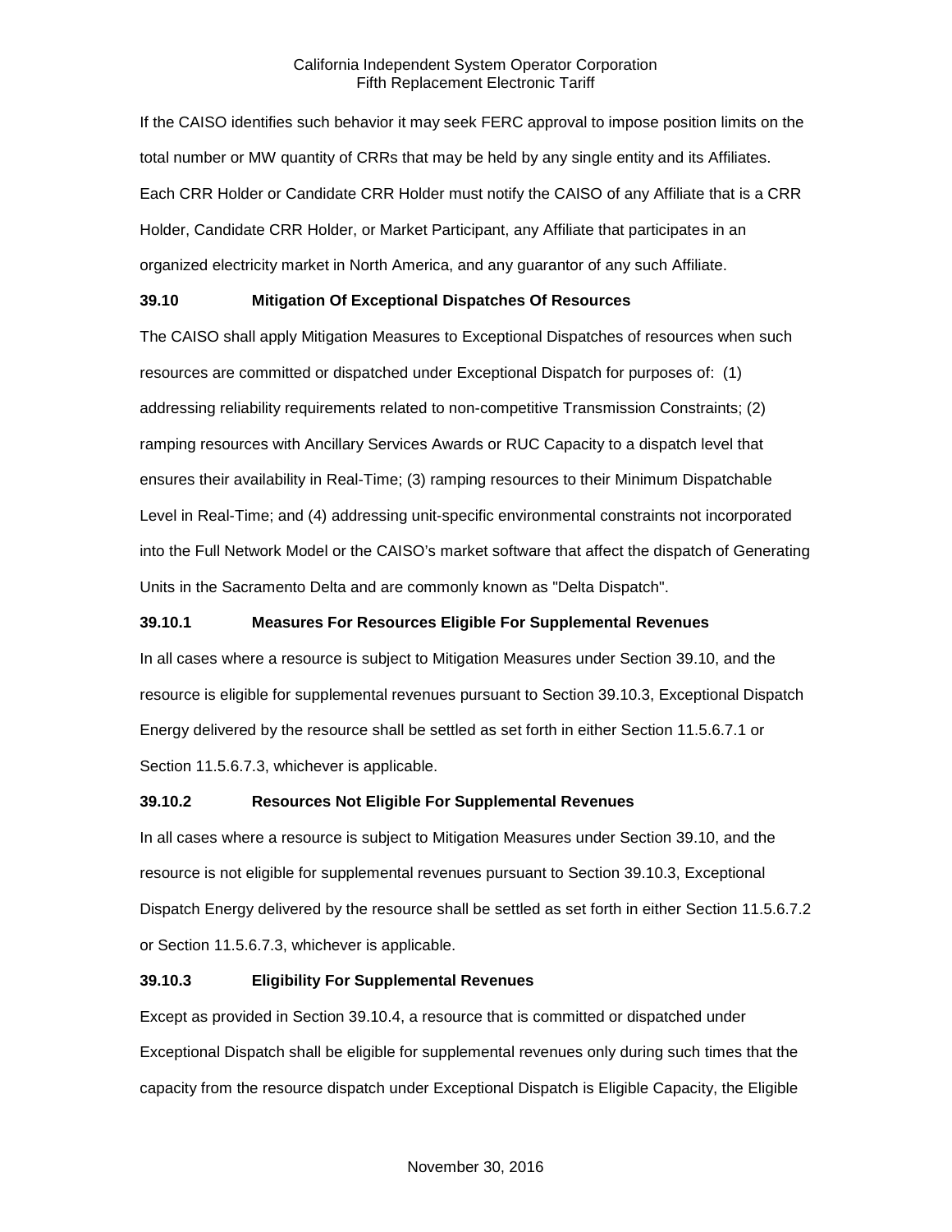If the CAISO identifies such behavior it may seek FERC approval to impose position limits on the total number or MW quantity of CRRs that may be held by any single entity and its Affiliates. Each CRR Holder or Candidate CRR Holder must notify the CAISO of any Affiliate that is a CRR Holder, Candidate CRR Holder, or Market Participant, any Affiliate that participates in an organized electricity market in North America, and any guarantor of any such Affiliate.

### 39.10 Mitigation Of Exceptional Dispatches Of Resources

The CAISO shall apply Mitigation Measures to Exceptional Dispatches of resources when such resources are committed or dispatched under Exceptional Dispatch for purposes of: (1) addressing reliability requirements related to non-competitive Transmission Constraints; (2) ramping resources with Ancillary Services Awards or RUC Capacity to a dispatch level that ensures their availability in Real-Time; (3) ramping resources to their Minimum Dispatchable Level in Real-Time; and (4) addressing unit-specific environmental constraints not incorporated into the Full Network Model or the CAISO's market software that affect the dispatch of Generating Units in the Sacramento Delta and are commonly known as "Delta Dispatch".

#### 39.10.1 Measures For Resources Eligible For Supplemental Revenues

In all cases where a resource is subject to Mitigation Measures under Section 39.10, and the resource is eligible for supplemental revenues pursuant to Section 39.10.3, Exceptional Dispatch Energy delivered by the resource shall be settled as set forth in either Section 11.5.6.7.1 or Section 11.5.6.7.3, whichever is applicable.

#### 39.10.2 Resources Not Eligible For Supplemental Revenues

In all cases where a resource is subject to Mitigation Measures under Section 39.10, and the resource is not eligible for supplemental revenues pursuant to Section 39.10.3, Exceptional Dispatch Energy delivered by the resource shall be settled as set forth in either Section 11.5.6.7.2 or Section 11.5.6.7.3, whichever is applicable.

#### 39.10.3 Eligibility For Supplemental Revenues

Except as provided in Section 39.10.4, a resource that is committed or dispatched under Exceptional Dispatch shall be eligible for supplemental revenues only during such times that the capacity from the resource dispatch under Exceptional Dispatch is Eligible Capacity, the Eligible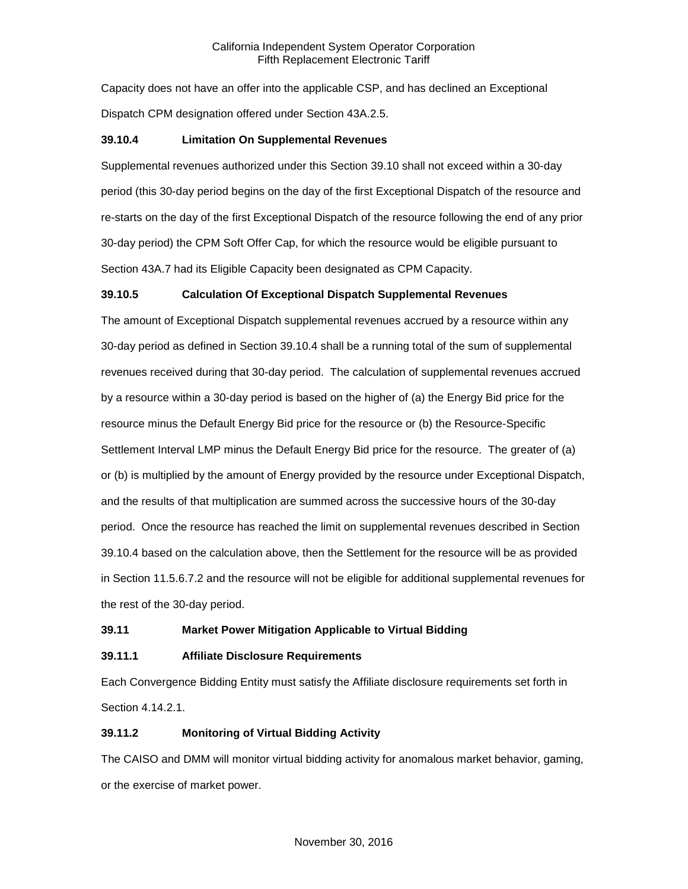Capacity does not have an offer into the applicable CSP, and has declined an Exceptional Dispatch CPM designation offered under Section 43A.2.5.

### 39.10.4 Limitation On Supplemental Revenues

Supplemental revenues authorized under this Section 39.10 shall not exceed within a 30-day period (this 30-day period begins on the day of the first Exceptional Dispatch of the resource and re-starts on the day of the first Exceptional Dispatch of the resource following the end of any prior 30-day period) the CPM Soft Offer Cap, for which the resource would be eligible pursuant to Section 43A.7 had its Eligible Capacity been designated as CPM Capacity.

### 39.10.5 Calculation Of Exceptional Dispatch Supplemental Revenues

The amount of Exceptional Dispatch supplemental revenues accrued by a resource within any 30-day period as defined in Section 39.10.4 shall be a running total of the sum of supplemental revenues received during that 30-day period. The calculation of supplemental revenues accrued by a resource within a 30-day period is based on the higher of (a) the Energy Bid price for the resource minus the Default Energy Bid price for the resource or (b) the Resource-Specific Settlement Interval LMP minus the Default Energy Bid price for the resource. The greater of (a) or (b) is multiplied by the amount of Energy provided by the resource under Exceptional Dispatch, and the results of that multiplication are summed across the successive hours of the 30-day period. Once the resource has reached the limit on supplemental revenues described in Section 39.10.4 based on the calculation above, then the Settlement for the resource will be as provided in Section 11.5.6.7.2 and the resource will not be eligible for additional supplemental revenues for the rest of the 30-day period.

## 39.11 Market Power Mitigation Applicable to Virtual Bidding

### 39.11.1 Affiliate Disclosure Requirements

Each Convergence Bidding Entity must satisfy the Affiliate disclosure requirements set forth in Section 4.14.2.1.

### 39.11.2 Monitoring of Virtual Bidding Activity

The CAISO and DMM will monitor virtual bidding activity for anomalous market behavior, gaming, or the exercise of market power.